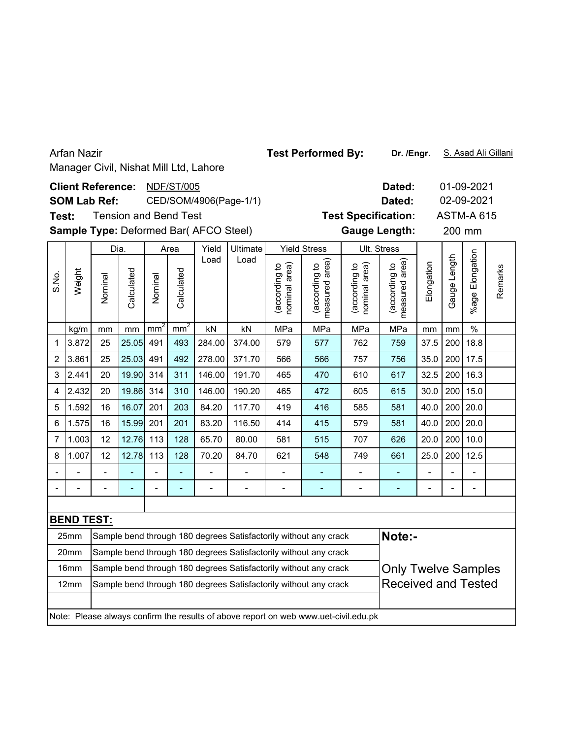Arfan Nazir

Manager Civil, Nishat Mill Ltd, Lahore

**Test Performed By:** **Dr. /Engr.** S. Asad Ali Gillani

**Client Reference:** NDF/ST/005 **Dated:** 01-09-2021

**SOM Lab Ref:** CED/SOM/4906(Page-1/1) **Dated:** 02-09-2021

**Test:** Tension and Bend Test **Test Specification:** ASTM-A 615

**Sample Type:** Deformed Bar( AFCO Steel) **Gauge Length:** 200 mm

| S.No. | Weight | Dia. | | Area | | Yield Load | Ultimate Load | Yield Stress | | Ult. Stress | | Elongation | Gauge Length | %age Elongation | Remarks |
|---|---|---|---|---|---|---|---|---|---|---|---|---|---|---|---|
| | | Nominal | Calculated | Nominal | Calculated | | | (according to nominal area) | (according to measured area) | (according to nominal area) | (according to measured area) | | | | |
| | kg/m | mm | mm | $mm^2$ | $mm^2$ | kN | kN | MPa | MPa | MPa | MPa | mm | mm | % | |
| 1 | 3.872 | 25 | 25.05 | 491 | 493 | 284.00 | 374.00 | 579 | 577 | 762 | 759 | 37.5 | 200 | 18.8 | |
| 2 | 3.861 | 25 | 25.03 | 491 | 492 | 278.00 | 371.70 | 566 | 566 | 757 | 756 | 35.0 | 200 | 17.5 | |
| 3 | 2.441 | 20 | 19.90 | 314 | 311 | 146.00 | 191.70 | 465 | 470 | 610 | 617 | 32.5 | 200 | 16.3 | |
| 4 | 2.432 | 20 | 19.86 | 314 | 310 | 146.00 | 190.20 | 465 | 472 | 605 | 615 | 30.0 | 200 | 15.0 | |
| 5 | 1.592 | 16 | 16.07 | 201 | 203 | 84.20 | 117.70 | 419 | 416 | 585 | 581 | 40.0 | 200 | 20.0 | |
| 6 | 1.575 | 16 | 15.99 | 201 | 201 | 83.20 | 116.50 | 414 | 415 | 579 | 581 | 40.0 | 200 | 20.0 | |
| 7 | 1.003 | 12 | 12.76 | 113 | 128 | 65.70 | 80.00 | 581 | 515 | 707 | 626 | 20.0 | 200 | 10.0 | |
| 8 | 1.007 | 12 | 12.78 | 113 | 128 | 70.20 | 84.70 | 621 | 548 | 749 | 661 | 25.0 | 200 | 12.5 | |
| - | - | - | - | - | - | - | - | - | - | - | - | - | - | - | |
| - | - | - | - | - | - | - | - | - | - | - | - | - | - | - | |

**BEND TEST:**

| Size | Result |
|---|---|
| 25mm | Sample bend through 180 degrees Satisfactorily without any crack |
| 20mm | Sample bend through 180 degrees Satisfactorily without any crack |
| 16mm | Sample bend through 180 degrees Satisfactorily without any crack |
| 12mm | Sample bend through 180 degrees Satisfactorily without any crack |

**Note:-**

Only Twelve Samples Received and Tested

Note: Please always confirm the results of above report on web www.uet-civil.edu.pk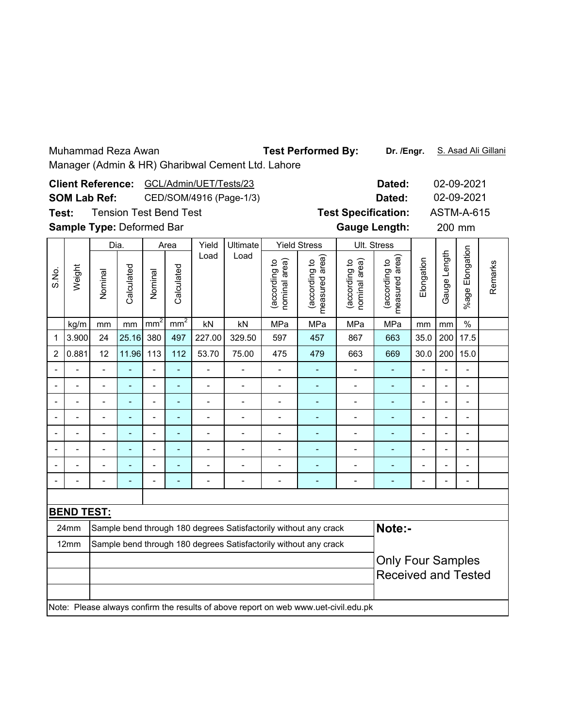Muhammad Reza Awan

Manager (Admin & HR) Gharibwal Cement Ltd. Lahore

**Test Performed By:** **Dr. /Engr.** S. Asad Ali Gillani

**Client Reference:** GCL/Admin/UET/Tests/23 **Dated:** 02-09-2021

**SOM Lab Ref:** CED/SOM/4916 (Page-1/3) **Dated:** 02-09-2021

**Test:** Tension Test Bend Test **Test Specification:** ASTM-A-615

**Sample Type:** Deformed Bar **Gauge Length:** 200 mm

| S.No. | Weight | Dia. | | Area | | Yield Load | Ultimate Load | Yield Stress | | Ult. Stress | | Elongation | Gauge Length | %age Elongation | Remarks |
|---|---|---|---|---|---|---|---|---|---|---|---|---|---|---|---|
| | | Nominal | Calculated | Nominal | Calculated | | | (according to nominal area) | (according to measured area) | (according to nominal area) | (according to measured area) | | | | |
| | kg/m | mm | mm | $mm^2$ | $mm^2$ | kN | kN | MPa | MPa | MPa | MPa | mm | mm | % | |
| 1 | 3.900 | 24 | 25.16 | 380 | 497 | 227.00 | 329.50 | 597 | 457 | 867 | 663 | 35.0 | 200 | 17.5 | |
| 2 | 0.881 | 12 | 11.96 | 113 | 112 | 53.70 | 75.00 | 475 | 479 | 663 | 669 | 30.0 | 200 | 15.0 | |
| - | - | - | - | - | - | - | - | - | - | - | - | - | - | - | |
| - | - | - | - | - | - | - | - | - | - | - | - | - | - | - | |
| - | - | - | - | - | - | - | - | - | - | - | - | - | - | - | |
| - | - | - | - | - | - | - | - | - | - | - | - | - | - | - | |
| - | - | - | - | - | - | - | - | - | - | - | - | - | - | - | |
| - | - | - | - | - | - | - | - | - | - | - | - | - | - | - | |
| - | - | - | - | - | - | - | - | - | - | - | - | - | - | - | |
| - | - | - | - | - | - | - | - | - | - | - | - | - | - | - | |

**BEND TEST:**

| Size | Result |
|---|---|
| 24mm | Sample bend through 180 degrees Satisfactorily without any crack |
| 12mm | Sample bend through 180 degrees Satisfactorily without any crack |

**Note:-**

Only Four Samples Received and Tested

Note: Please always confirm the results of above report on web www.uet-civil.edu.pk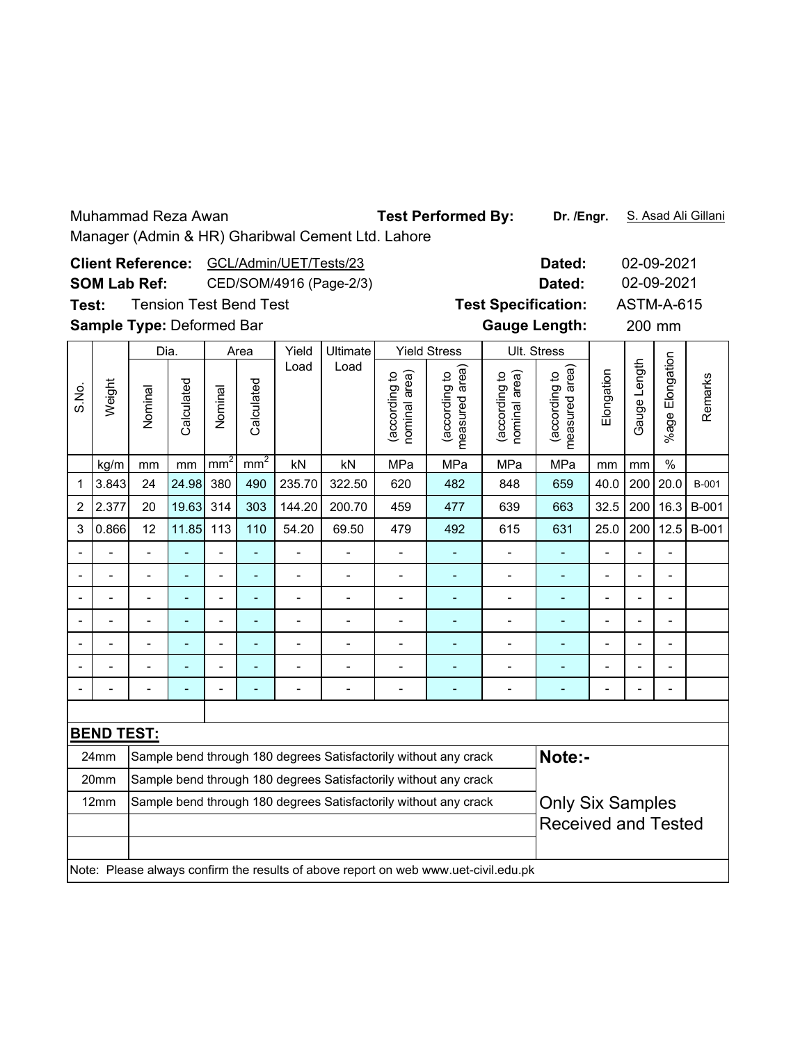Muhammad Reza Awan  
Manager (Admin & HR) Gharibwal Cement Ltd. Lahore

**Test Performed By:** **Dr. /Engr.** S. Asad Ali Gillani

**Client Reference:** GCL/Admin/UET/Tests/23 **Dated:** 02-09-2021  
**SOM Lab Ref:** CED/SOM/4916 (Page-2/3) **Dated:** 02-09-2021  
**Test:** Tension Test Bend Test **Test Specification:** ASTM-A-615  
**Sample Type:** Deformed Bar **Gauge Length:** 200 mm

| S.No. | Weight | Dia. | | Area | | Yield Load | Ultimate Load | Yield Stress | | Ult. Stress | | Elongation | Gauge Length | %age Elongation | Remarks |
|---|---|---|---|---|---|---|---|---|---|---|---|---|---|---|---|
| | | Nominal | Calculated | Nominal | Calculated | | | (according to nominal area) | (according to measured area) | (according to nominal area) | (according to measured area) | | | | |
| | kg/m | mm | mm | $mm^2$ | $mm^2$ | kN | kN | MPa | MPa | MPa | MPa | mm | mm | % | |
| 1 | 3.843 | 24 | 24.98 | 380 | 490 | 235.70 | 322.50 | 620 | 482 | 848 | 659 | 40.0 | 200 | 20.0 | B-001 |
| 2 | 2.377 | 20 | 19.63 | 314 | 303 | 144.20 | 200.70 | 459 | 477 | 639 | 663 | 32.5 | 200 | 16.3 | B-001 |
| 3 | 0.866 | 12 | 11.85 | 113 | 110 | 54.20 | 69.50 | 479 | 492 | 615 | 631 | 25.0 | 200 | 12.5 | B-001 |
| - | - | - | - | - | - | - | - | - | - | - | - | - | - | - | |
| - | - | - | - | - | - | - | - | - | - | - | - | - | - | - | |
| - | - | - | - | - | - | - | - | - | - | - | - | - | - | - | |
| - | - | - | - | - | - | - | - | - | - | - | - | - | - | - | |
| - | - | - | - | - | - | - | - | - | - | - | - | - | - | - | |
| - | - | - | - | - | - | - | - | - | - | - | - | - | - | - | |
| - | - | - | - | - | - | - | - | - | - | - | - | - | - | - | |

**BEND TEST:**

| Size | Result |
|---|---|
| 24mm | Sample bend through 180 degrees Satisfactorily without any crack |
| 20mm | Sample bend through 180 degrees Satisfactorily without any crack |
| 12mm | Sample bend through 180 degrees Satisfactorily without any crack |

**Note:-**

Only Six Samples Received and Tested

Note: Please always confirm the results of above report on web www.uet-civil.edu.pk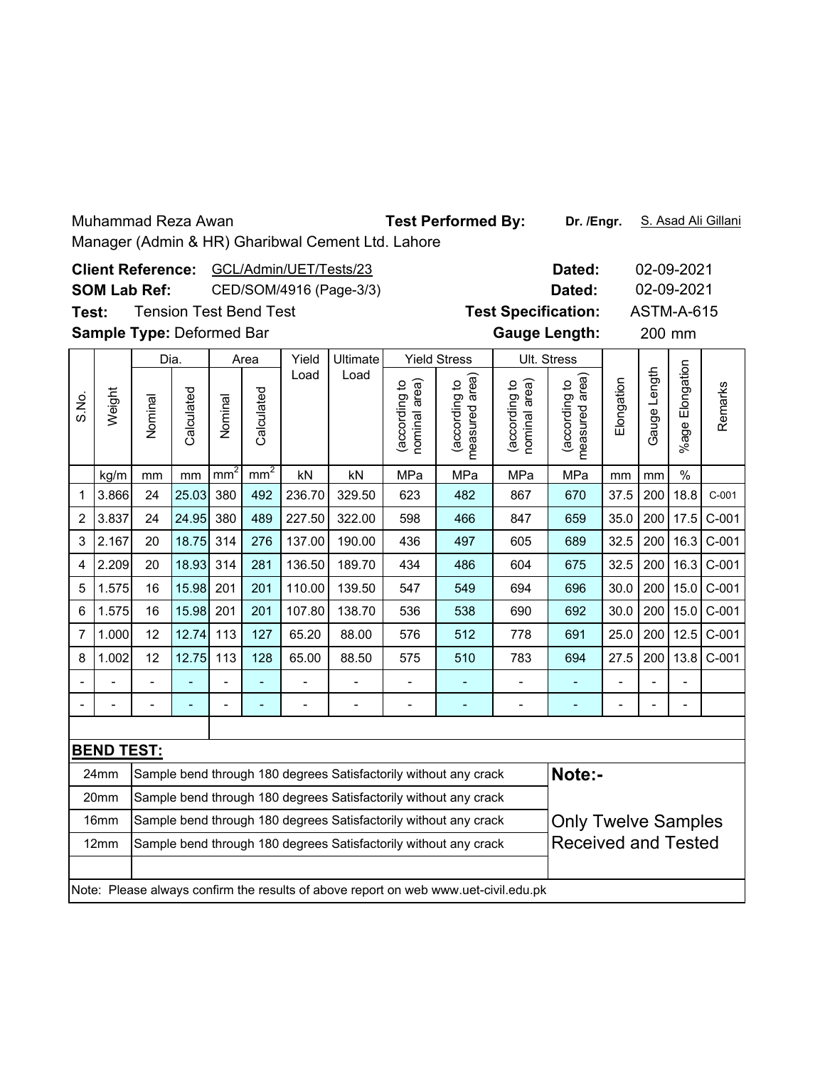Muhammad Reza Awan
Manager (Admin & HR) Gharibwal Cement Ltd. Lahore

**Test Performed By:** **Dr. /Engr.** S. Asad Ali Gillani

**Client Reference:** GCL/Admin/UET/Tests/23 **Dated:** 02-09-2021

**SOM Lab Ref:** CED/SOM/4916 (Page-3/3) **Dated:** 02-09-2021

**Test:** Tension Test Bend Test **Test Specification:** ASTM-A-615

**Sample Type:** Deformed Bar **Gauge Length:** 200 mm

| S.No. | Weight | Dia. | | Area | | Yield Load | Ultimate Load | Yield Stress | | Ult. Stress | | Elongation | Gauge Length | %age Elongation | Remarks |
|---|---|---|---|---|---|---|---|---|---|---|---|---|---|---|---|
| | | Nominal | Calculated | Nominal | Calculated | | | (according to nominal area) | (according to measured area) | (according to nominal area) | (according to measured area) | | | | |
| | kg/m | mm | mm | $mm^2$ | $mm^2$ | kN | kN | MPa | MPa | MPa | MPa | mm | mm | % | |
| 1 | 3.866 | 24 | 25.03 | 380 | 492 | 236.70 | 329.50 | 623 | 482 | 867 | 670 | 37.5 | 200 | 18.8 | C-001 |
| 2 | 3.837 | 24 | 24.95 | 380 | 489 | 227.50 | 322.00 | 598 | 466 | 847 | 659 | 35.0 | 200 | 17.5 | C-001 |
| 3 | 2.167 | 20 | 18.75 | 314 | 276 | 137.00 | 190.00 | 436 | 497 | 605 | 689 | 32.5 | 200 | 16.3 | C-001 |
| 4 | 2.209 | 20 | 18.93 | 314 | 281 | 136.50 | 189.70 | 434 | 486 | 604 | 675 | 32.5 | 200 | 16.3 | C-001 |
| 5 | 1.575 | 16 | 15.98 | 201 | 201 | 110.00 | 139.50 | 547 | 549 | 694 | 696 | 30.0 | 200 | 15.0 | C-001 |
| 6 | 1.575 | 16 | 15.98 | 201 | 201 | 107.80 | 138.70 | 536 | 538 | 690 | 692 | 30.0 | 200 | 15.0 | C-001 |
| 7 | 1.000 | 12 | 12.74 | 113 | 127 | 65.20 | 88.00 | 576 | 512 | 778 | 691 | 25.0 | 200 | 12.5 | C-001 |
| 8 | 1.002 | 12 | 12.75 | 113 | 128 | 65.00 | 88.50 | 575 | 510 | 783 | 694 | 27.5 | 200 | 13.8 | C-001 |
| - | - | - | - | - | - | - | - | - | - | - | - | - | - | - | |
| - | - | - | - | - | - | - | - | - | - | - | - | - | - | - | |

**BEND TEST:**

| Size | Result |
|---|---|
| 24mm | Sample bend through 180 degrees Satisfactorily without any crack |
| 20mm | Sample bend through 180 degrees Satisfactorily without any crack |
| 16mm | Sample bend through 180 degrees Satisfactorily without any crack |
| 12mm | Sample bend through 180 degrees Satisfactorily without any crack |

**Note:-**

Only Twelve Samples Received and Tested

Note: Please always confirm the results of above report on web www.uet-civil.edu.pk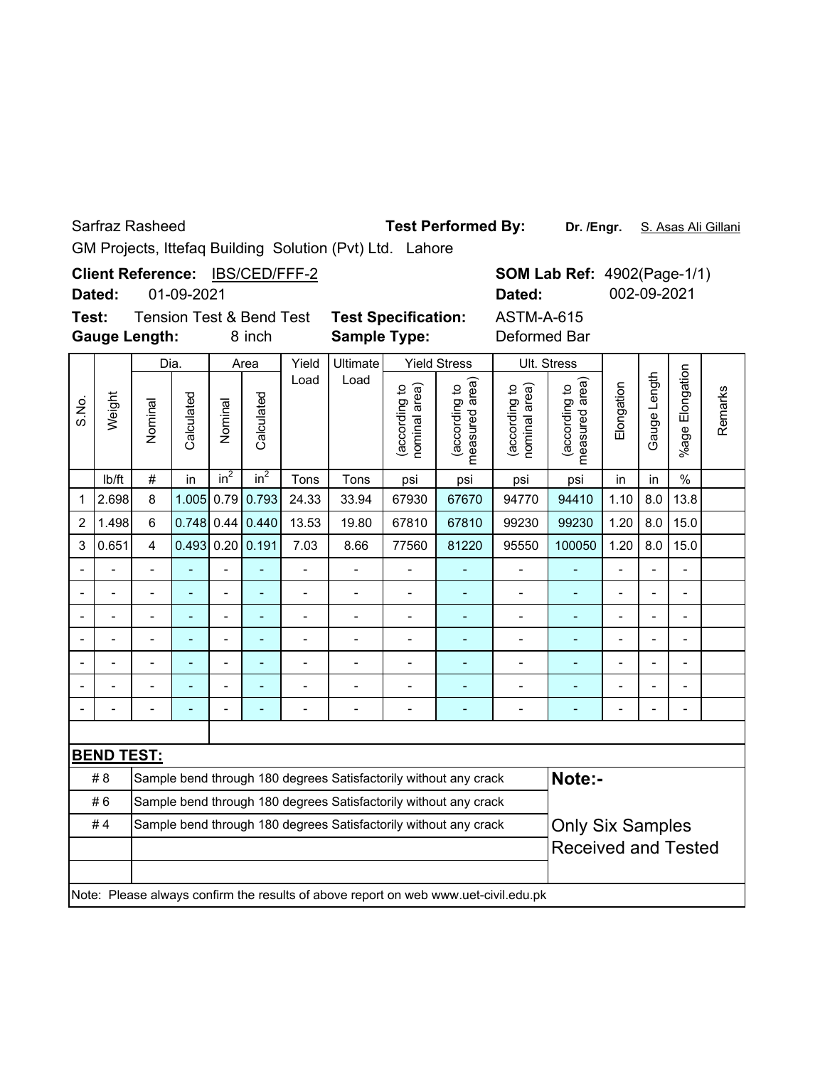Sarfraz Rasheed **Test Performed By:** **Dr. /Engr.** S. Asas Ali Gillani

GM Projects, Ittefaq Building Solution (Pvt) Ltd. Lahore

**Client Reference:** IBS/CED/FFF-2 **SOM Lab Ref:** 4902(Page-1/1)

**Dated:** 01-09-2021 **Dated:** 002-09-2021

**Test:** Tension Test & Bend Test **Test Specification:** ASTM-A-615

**Gauge Length:** 8 inch **Sample Type:** Deformed Bar

| S.No. | Weight | Dia. | | Area | | Yield Load | Ultimate Load | Yield Stress | | Ult. Stress | | Elongation | Gauge Length | %age Elongation | Remarks |
|---|---|---|---|---|---|---|---|---|---|---|---|---|---|---|---|
| | | Nominal | Calculated | Nominal | Calculated | | | (according to nominal area) | (according to measured area) | (according to nominal area) | (according to measured area) | | | | |
| | lb/ft | # | in | $in^2$ | $in^2$ | Tons | Tons | psi | psi | psi | psi | in | in | % | |
| 1 | 2.698 | 8 | 1.005 | 0.79 | 0.793 | 24.33 | 33.94 | 67930 | 67670 | 94770 | 94410 | 1.10 | 8.0 | 13.8 | |
| 2 | 1.498 | 6 | 0.748 | 0.44 | 0.440 | 13.53 | 19.80 | 67810 | 67810 | 99230 | 99230 | 1.20 | 8.0 | 15.0 | |
| 3 | 0.651 | 4 | 0.493 | 0.20 | 0.191 | 7.03 | 8.66 | 77560 | 81220 | 95550 | 100050 | 1.20 | 8.0 | 15.0 | |
| - | - | - | - | - | - | - | - | - | - | - | - | - | - | - | |
| - | - | - | - | - | - | - | - | - | - | - | - | - | - | - | |
| - | - | - | - | - | - | - | - | - | - | - | - | - | - | - | |
| - | - | - | - | - | - | - | - | - | - | - | - | - | - | - | |
| - | - | - | - | - | - | - | - | - | - | - | - | - | - | - | |
| - | - | - | - | - | - | - | - | - | - | - | - | - | - | - | |
| - | - | - | - | - | - | - | - | - | - | - | - | - | - | - | |

**BEND TEST:**

| Bar | Result |
|---|---|
| # 8 | Sample bend through 180 degrees Satisfactorily without any crack |
| # 6 | Sample bend through 180 degrees Satisfactorily without any crack |
| # 4 | Sample bend through 180 degrees Satisfactorily without any crack |

**Note:-**

Only Six Samples Received and Tested

Note: Please always confirm the results of above report on web www.uet-civil.edu.pk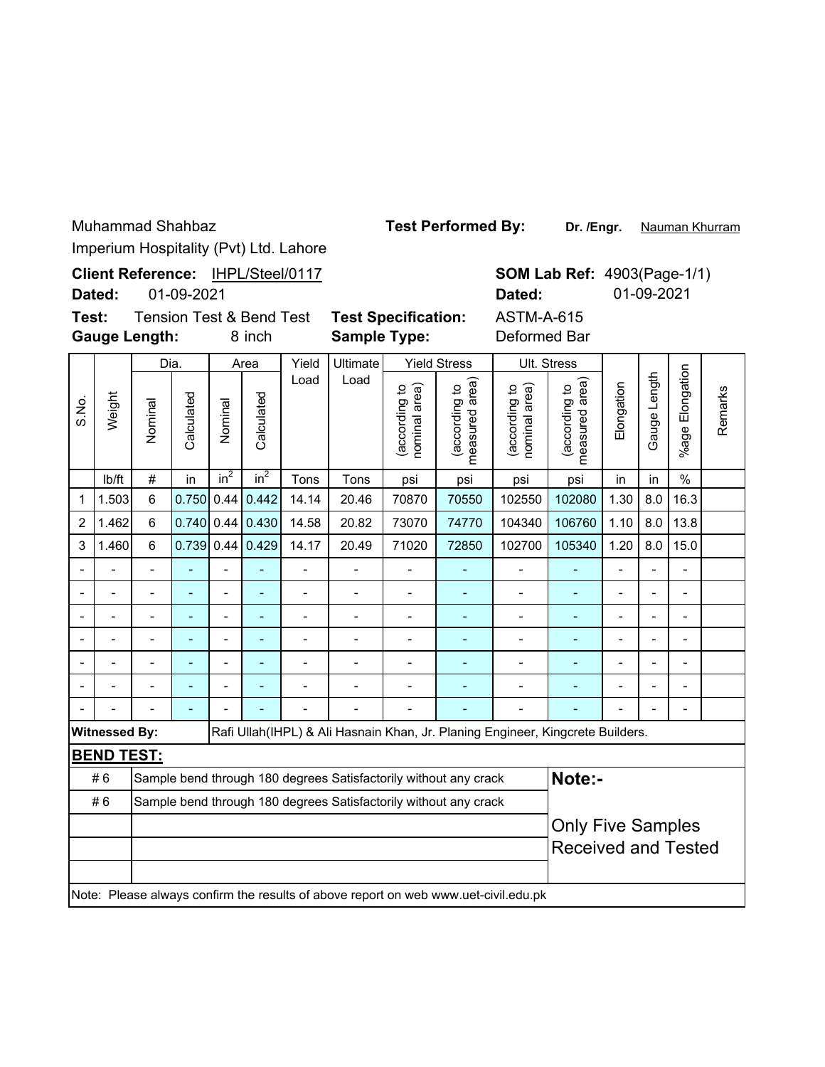Muhammad Shahbaz

Imperium Hospitality (Pvt) Ltd. Lahore

**Test Performed By:** **Dr. /Engr.** Nauman Khurram

**Client Reference:** IHPL/Steel/0117

**Dated:** 01-09-2021

**SOM Lab Ref:** 4903(Page-1/1)

**Dated:** 01-09-2021

**Test:** Tension Test & Bend Test

**Gauge Length:** 8 inch

**Test Specification:** ASTM-A-615

**Sample Type:** Deformed Bar

| S.No. | Weight | Dia. | | Area | | Yield Load | Ultimate Load | Yield Stress | | Ult. Stress | | Elongation | Gauge Length | %age Elongation | Remarks |
|---|---|---|---|---|---|---|---|---|---|---|---|---|---|---|---|
| | | Nominal | Calculated | Nominal | Calculated | | | (according to nominal area) | (according to measured area) | (according to nominal area) | (according to measured area) | | | | |
| | lb/ft | # | in | $in^2$ | $in^2$ | Tons | Tons | psi | psi | psi | psi | in | in | % | |
| 1 | 1.503 | 6 | 0.750 | 0.44 | 0.442 | 14.14 | 20.46 | 70870 | 70550 | 102550 | 102080 | 1.30 | 8.0 | 16.3 | |
| 2 | 1.462 | 6 | 0.740 | 0.44 | 0.430 | 14.58 | 20.82 | 73070 | 74770 | 104340 | 106760 | 1.10 | 8.0 | 13.8 | |
| 3 | 1.460 | 6 | 0.739 | 0.44 | 0.429 | 14.17 | 20.49 | 71020 | 72850 | 102700 | 105340 | 1.20 | 8.0 | 15.0 | |
| - | - | - | - | - | - | - | - | - | - | - | - | - | - | - | |
| - | - | - | - | - | - | - | - | - | - | - | - | - | - | - | |
| - | - | - | - | - | - | - | - | - | - | - | - | - | - | - | |
| - | - | - | - | - | - | - | - | - | - | - | - | - | - | - | |
| - | - | - | - | - | - | - | - | - | - | - | - | - | - | - | |
| - | - | - | - | - | - | - | - | - | - | - | - | - | - | - | |
| - | - | - | - | - | - | - | - | - | - | - | - | - | - | - | |

**Witnessed By:** Rafi Ullah(IHPL) & Ali Hasnain Khan, Jr. Planing Engineer, Kingcrete Builders.

**BEND TEST:**

| | | |
|---|---|---|
| # 6 | Sample bend through 180 degrees Satisfactorily without any crack | **Note:-** |
| # 6 | Sample bend through 180 degrees Satisfactorily without any crack | |
| | | Only Five Samples Received and Tested |
| | | |
| | | |

Note: Please always confirm the results of above report on web www.uet-civil.edu.pk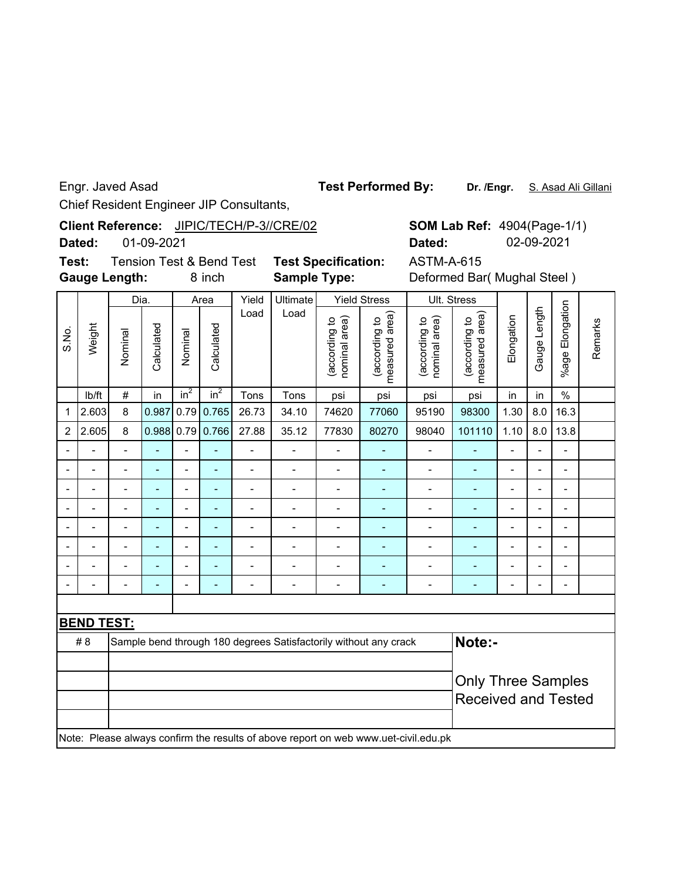Engr. Javed Asad

Chief Resident Engineer JIP Consultants,

**Test Performed By:** **Dr. /Engr.** S. Asad Ali Gillani

**Client Reference:** JIPIC/TECH/P-3//CRE/02

**Dated:** 01-09-2021

**SOM Lab Ref:** 4904(Page-1/1)

**Dated:** 02-09-2021

**Test:** Tension Test & Bend Test

**Test Specification:** ASTM-A-615

**Gauge Length:** 8 inch

**Sample Type:** Deformed Bar( Mughal Steel )

| S.No. | Weight | Dia. | | Area | | Yield Load | Ultimate Load | Yield Stress | | Ult. Stress | | Elongation | Gauge Length | %age Elongation | Remarks |
|---|---|---|---|---|---|---|---|---|---|---|---|---|---|---|---|
| | | Nominal | Calculated | Nominal | Calculated | | | (according to nominal area) | (according to measured area) | (according to nominal area) | (according to measured area) | | | | |
| | lb/ft | # | in | $in^2$ | $in^2$ | Tons | Tons | psi | psi | psi | psi | in | in | % | |
| 1 | 2.603 | 8 | 0.987 | 0.79 | 0.765 | 26.73 | 34.10 | 74620 | 77060 | 95190 | 98300 | 1.30 | 8.0 | 16.3 | |
| 2 | 2.605 | 8 | 0.988 | 0.79 | 0.766 | 27.88 | 35.12 | 77830 | 80270 | 98040 | 101110 | 1.10 | 8.0 | 13.8 | |
| - | - | - | - | - | - | - | - | - | - | - | - | - | - | - | |
| - | - | - | - | - | - | - | - | - | - | - | - | - | - | - | |
| - | - | - | - | - | - | - | - | - | - | - | - | - | - | - | |
| - | - | - | - | - | - | - | - | - | - | - | - | - | - | - | |
| - | - | - | - | - | - | - | - | - | - | - | - | - | - | - | |
| - | - | - | - | - | - | - | - | - | - | - | - | - | - | - | |
| - | - | - | - | - | - | - | - | - | - | - | - | - | - | - | |
| - | - | - | - | - | - | - | - | - | - | - | - | - | - | - | |

**BEND TEST:**

| | |
|---|---|
| # 8 | Sample bend through 180 degrees Satisfactorily without any crack |

**Note:-**

Only Three Samples Received and Tested

Note: Please always confirm the results of above report on web www.uet-civil.edu.pk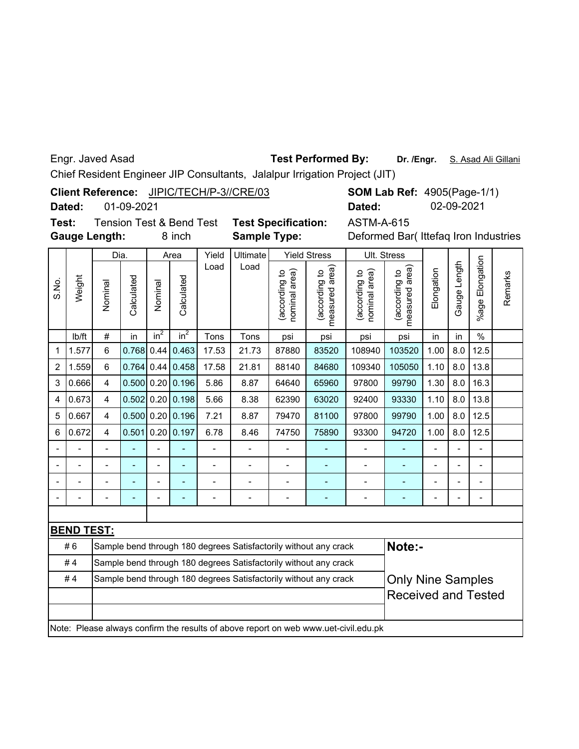Engr. Javed Asad **Test Performed By:** **Dr. /Engr.** S. Asad Ali Gillani

Chief Resident Engineer JIP Consultants, Jalalpur Irrigation Project (JIT)

**Client Reference:** JIPIC/TECH/P-3//CRE/03 **SOM Lab Ref:** 4905(Page-1/1)

**Dated:** 01-09-2021 **Dated:** 02-09-2021

**Test:** Tension Test & Bend Test **Test Specification:** ASTM-A-615

**Gauge Length:** 8 inch **Sample Type:** Deformed Bar( Ittefaq Iron Industries

| S.No. | Weight | Dia. | | Area | | Yield Load | Ultimate Load | Yield Stress | | Ult. Stress | | Elongation | Gauge Length | %age Elongation | Remarks |
|---|---|---|---|---|---|---|---|---|---|---|---|---|---|---|---|
| | | Nominal | Calculated | Nominal | Calculated | | | (according to nominal area) | (according to measured area) | (according to nominal area) | (according to measured area) | | | | |
| | lb/ft | # | in | $in^2$ | $in^2$ | Tons | Tons | psi | psi | psi | psi | in | in | % | |
| 1 | 1.577 | 6 | 0.768 | 0.44 | 0.463 | 17.53 | 21.73 | 87880 | 83520 | 108940 | 103520 | 1.00 | 8.0 | 12.5 | |
| 2 | 1.559 | 6 | 0.764 | 0.44 | 0.458 | 17.58 | 21.81 | 88140 | 84680 | 109340 | 105050 | 1.10 | 8.0 | 13.8 | |
| 3 | 0.666 | 4 | 0.500 | 0.20 | 0.196 | 5.86 | 8.87 | 64640 | 65960 | 97800 | 99790 | 1.30 | 8.0 | 16.3 | |
| 4 | 0.673 | 4 | 0.502 | 0.20 | 0.198 | 5.66 | 8.38 | 62390 | 63020 | 92400 | 93330 | 1.10 | 8.0 | 13.8 | |
| 5 | 0.667 | 4 | 0.500 | 0.20 | 0.196 | 7.21 | 8.87 | 79470 | 81100 | 97800 | 99790 | 1.00 | 8.0 | 12.5 | |
| 6 | 0.672 | 4 | 0.501 | 0.20 | 0.197 | 6.78 | 8.46 | 74750 | 75890 | 93300 | 94720 | 1.00 | 8.0 | 12.5 | |
| - | - | - | - | - | - | - | - | - | - | - | - | - | - | - | |
| - | - | - | - | - | - | - | - | - | - | - | - | - | - | - | |
| - | - | - | - | - | - | - | - | - | - | - | - | - | - | - | |
| - | - | - | - | - | - | - | - | - | - | - | - | - | - | - | |

**BEND TEST:**

| | | |
|---|---|---|
| # 6 | Sample bend through 180 degrees Satisfactorily without any crack | **Note:-** |
| # 4 | Sample bend through 180 degrees Satisfactorily without any crack | |
| # 4 | Sample bend through 180 degrees Satisfactorily without any crack | Only Nine Samples Received and Tested |

Note: Please always confirm the results of above report on web www.uet-civil.edu.pk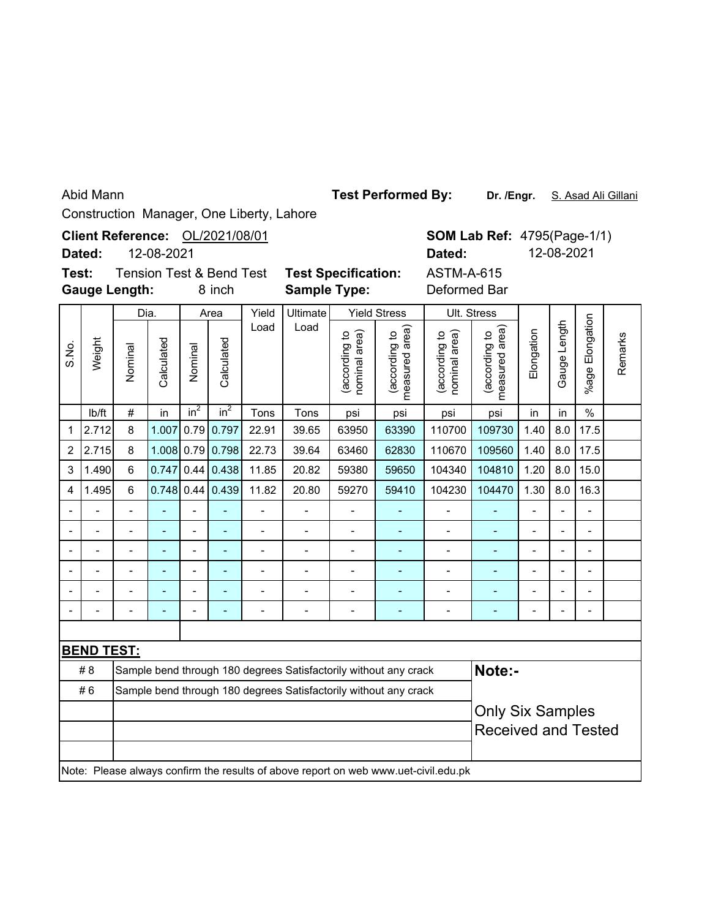Abid Mann

Construction Manager, One Liberty, Lahore

**Test Performed By:** **Dr. /Engr.** S. Asad Ali Gillani

**Client Reference:** OL/2021/08/01

**Dated:** 12-08-2021

**SOM Lab Ref:** 4795(Page-1/1)

**Dated:** 12-08-2021

**Test:** Tension Test & Bend Test

**Gauge Length:** 8 inch

**Test Specification:** ASTM-A-615

**Sample Type:** Deformed Bar

| S.No. | Weight | Dia. | | Area | | Yield Load | Ultimate Load | Yield Stress | | Ult. Stress | | Elongation | Gauge Length | %age Elongation | Remarks |
|---|---|---|---|---|---|---|---|---|---|---|---|---|---|---|---|
| | | Nominal | Calculated | Nominal | Calculated | | | (according to nominal area) | (according to measured area) | (according to nominal area) | (according to measured area) | | | | |
| | lb/ft | # | in | $in^2$ | $in^2$ | Tons | Tons | psi | psi | psi | psi | in | in | % | |
| 1 | 2.712 | 8 | 1.007 | 0.79 | 0.797 | 22.91 | 39.65 | 63950 | 63390 | 110700 | 109730 | 1.40 | 8.0 | 17.5 | |
| 2 | 2.715 | 8 | 1.008 | 0.79 | 0.798 | 22.73 | 39.64 | 63460 | 62830 | 110670 | 109560 | 1.40 | 8.0 | 17.5 | |
| 3 | 1.490 | 6 | 0.747 | 0.44 | 0.438 | 11.85 | 20.82 | 59380 | 59650 | 104340 | 104810 | 1.20 | 8.0 | 15.0 | |
| 4 | 1.495 | 6 | 0.748 | 0.44 | 0.439 | 11.82 | 20.80 | 59270 | 59410 | 104230 | 104470 | 1.30 | 8.0 | 16.3 | |
| - | - | - | - | - | - | - | - | - | - | - | - | - | - | - | |
| - | - | - | - | - | - | - | - | - | - | - | - | - | - | - | |
| - | - | - | - | - | - | - | - | - | - | - | - | - | - | - | |
| - | - | - | - | - | - | - | - | - | - | - | - | - | - | - | |
| - | - | - | - | - | - | - | - | - | - | - | - | - | - | - | |
| - | - | - | - | - | - | - | - | - | - | - | - | - | - | - | |

**BEND TEST:**

| | |
|---|---|
| # 8 | Sample bend through 180 degrees Satisfactorily without any crack |
| # 6 | Sample bend through 180 degrees Satisfactorily without any crack |

**Note:-**

Only Six Samples Received and Tested

Note: Please always confirm the results of above report on web www.uet-civil.edu.pk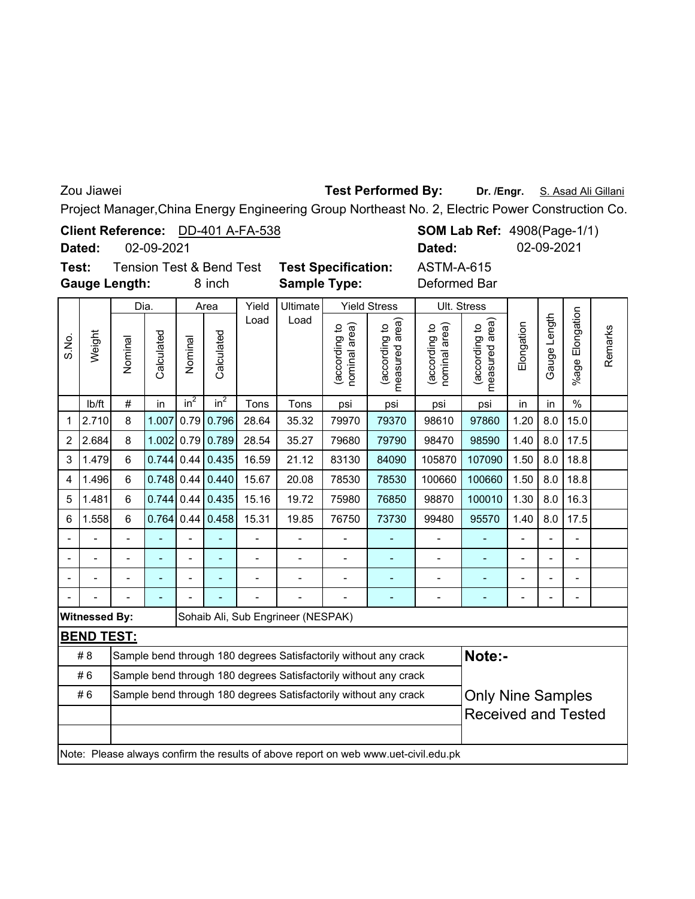Zou Jiawei **Test Performed By:** **Dr. /Engr.** S. Asad Ali Gillani

Project Manager,China Energy Engineering Group Northeast No. 2, Electric Power Construction Co.

**Client Reference:** DD-401 A-FA-538 **SOM Lab Ref:** 4908(Page-1/1)

**Dated:** 02-09-2021 **Dated:** 02-09-2021

**Test:** Tension Test & Bend Test **Test Specification:** ASTM-A-615

**Gauge Length:** 8 inch **Sample Type:** Deformed Bar

| S.No. | Weight | Dia. | | Area | | Yield Load | Ultimate Load | Yield Stress | | Ult. Stress | | Elongation | Gauge Length | %age Elongation | Remarks |
|---|---|---|---|---|---|---|---|---|---|---|---|---|---|---|---|
| | | Nominal | Calculated | Nominal | Calculated | | | (according to nominal area) | (according to measured area) | (according to nominal area) | (according to measured area) | | | | |
| | lb/ft | # | in | $in^2$ | $in^2$ | Tons | Tons | psi | psi | psi | psi | in | in | % | |
| 1 | 2.710 | 8 | 1.007 | 0.79 | 0.796 | 28.64 | 35.32 | 79970 | 79370 | 98610 | 97860 | 1.20 | 8.0 | 15.0 | |
| 2 | 2.684 | 8 | 1.002 | 0.79 | 0.789 | 28.54 | 35.27 | 79680 | 79790 | 98470 | 98590 | 1.40 | 8.0 | 17.5 | |
| 3 | 1.479 | 6 | 0.744 | 0.44 | 0.435 | 16.59 | 21.12 | 83130 | 84090 | 105870 | 107090 | 1.50 | 8.0 | 18.8 | |
| 4 | 1.496 | 6 | 0.748 | 0.44 | 0.440 | 15.67 | 20.08 | 78530 | 78530 | 100660 | 100660 | 1.50 | 8.0 | 18.8 | |
| 5 | 1.481 | 6 | 0.744 | 0.44 | 0.435 | 15.16 | 19.72 | 75980 | 76850 | 98870 | 100010 | 1.30 | 8.0 | 16.3 | |
| 6 | 1.558 | 6 | 0.764 | 0.44 | 0.458 | 15.31 | 19.85 | 76750 | 73730 | 99480 | 95570 | 1.40 | 8.0 | 17.5 | |
| - | - | - | - | - | - | - | - | - | - | - | - | - | - | - | |
| - | - | - | - | - | - | - | - | - | - | - | - | - | - | - | |
| - | - | - | - | - | - | - | - | - | - | - | - | - | - | - | |
| - | - | - | - | - | - | - | - | - | - | - | - | - | - | - | |

**Witnessed By:** Sohaib Ali, Sub Engrineer (NESPAK)

**BEND TEST:**

| | | |
|---|---|---|
| # 8 | Sample bend through 180 degrees Satisfactorily without any crack | **Note:-** |
| # 6 | Sample bend through 180 degrees Satisfactorily without any crack | |
| # 6 | Sample bend through 180 degrees Satisfactorily without any crack | Only Nine Samples Received and Tested |
| | | |
| | | |

Note: Please always confirm the results of above report on web www.uet-civil.edu.pk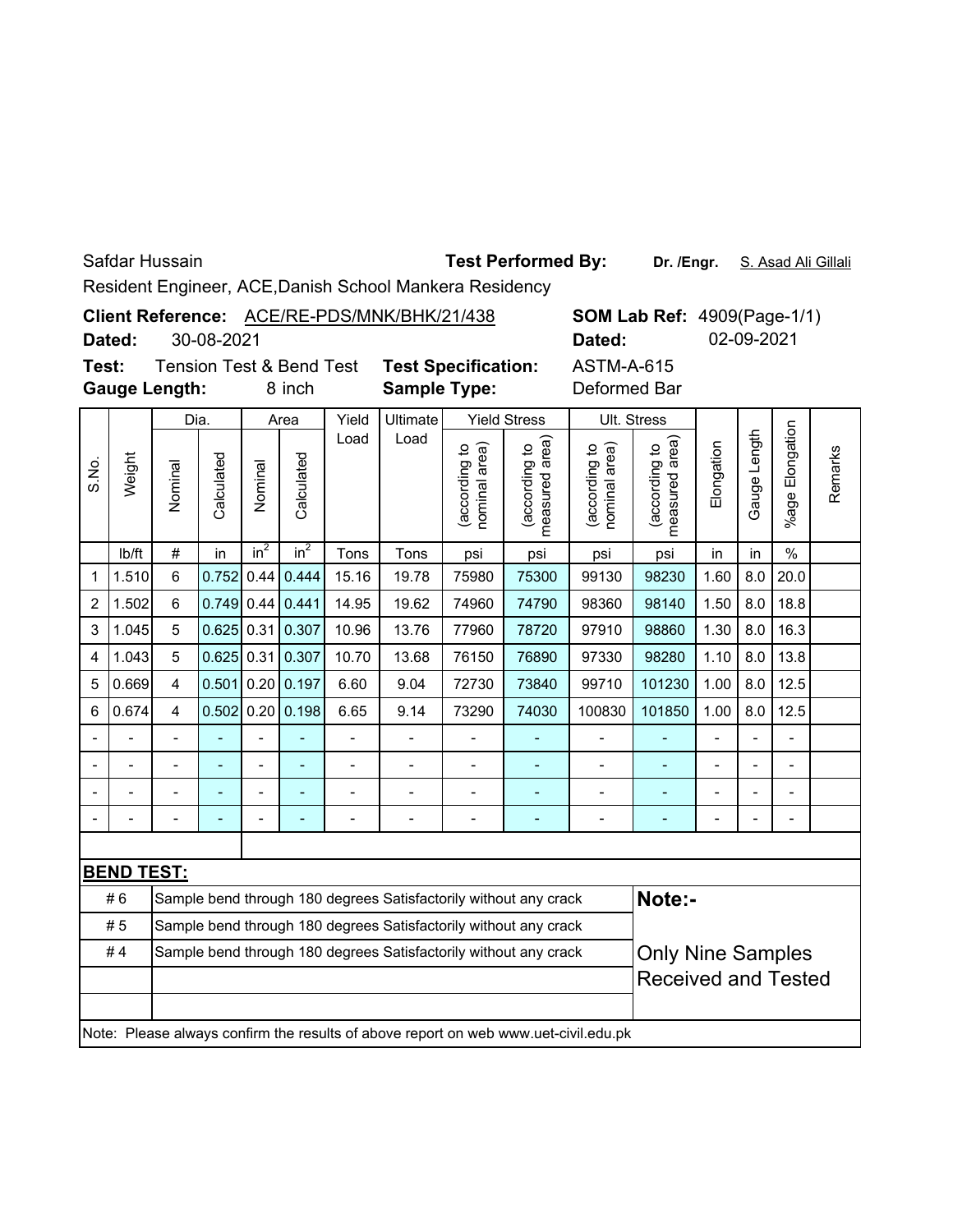Safdar Hussain

Resident Engineer, ACE,Danish School Mankera Residency

**Test Performed By:** **Dr. /Engr.** S. Asad Ali Gillali

**Client Reference:** ACE/RE-PDS/MNK/BHK/21/438

**Dated:** 30-08-2021

**SOM Lab Ref:** 4909(Page-1/1)

**Dated:** 02-09-2021

**Test:** Tension Test & Bend Test

**Test Specification:** ASTM-A-615

**Gauge Length:** 8 inch

**Sample Type:** Deformed Bar

| S.No. | Weight | Dia. | | Area | | Yield Load | Ultimate Load | Yield Stress | | Ult. Stress | | Elongation | Gauge Length | %age Elongation | Remarks |
|---|---|---|---|---|---|---|---|---|---|---|---|---|---|---|---|
| | | Nominal | Calculated | Nominal | Calculated | | | (according to nominal area) | (according to measured area) | (according to nominal area) | (according to measured area) | | | | |
| | lb/ft | # | in | $in^2$ | $in^2$ | Tons | Tons | psi | psi | psi | psi | in | in | % | |
| 1 | 1.510 | 6 | 0.752 | 0.44 | 0.444 | 15.16 | 19.78 | 75980 | 75300 | 99130 | 98230 | 1.60 | 8.0 | 20.0 | |
| 2 | 1.502 | 6 | 0.749 | 0.44 | 0.441 | 14.95 | 19.62 | 74960 | 74790 | 98360 | 98140 | 1.50 | 8.0 | 18.8 | |
| 3 | 1.045 | 5 | 0.625 | 0.31 | 0.307 | 10.96 | 13.76 | 77960 | 78720 | 97910 | 98860 | 1.30 | 8.0 | 16.3 | |
| 4 | 1.043 | 5 | 0.625 | 0.31 | 0.307 | 10.70 | 13.68 | 76150 | 76890 | 97330 | 98280 | 1.10 | 8.0 | 13.8 | |
| 5 | 0.669 | 4 | 0.501 | 0.20 | 0.197 | 6.60 | 9.04 | 72730 | 73840 | 99710 | 101230 | 1.00 | 8.0 | 12.5 | |
| 6 | 0.674 | 4 | 0.502 | 0.20 | 0.198 | 6.65 | 9.14 | 73290 | 74030 | 100830 | 101850 | 1.00 | 8.0 | 12.5 | |
| - | - | - | - | - | - | - | - | - | - | - | - | - | - | - | |
| - | - | - | - | - | - | - | - | - | - | - | - | - | - | - | |
| - | - | - | - | - | - | - | - | - | - | - | - | - | - | - | |
| - | - | - | - | - | - | - | - | - | - | - | - | - | - | - | |

**BEND TEST:**

| Bar | Result |
|---|---|
| # 6 | Sample bend through 180 degrees Satisfactorily without any crack |
| # 5 | Sample bend through 180 degrees Satisfactorily without any crack |
| # 4 | Sample bend through 180 degrees Satisfactorily without any crack |

**Note:-**

Only Nine Samples Received and Tested

Note: Please always confirm the results of above report on web www.uet-civil.edu.pk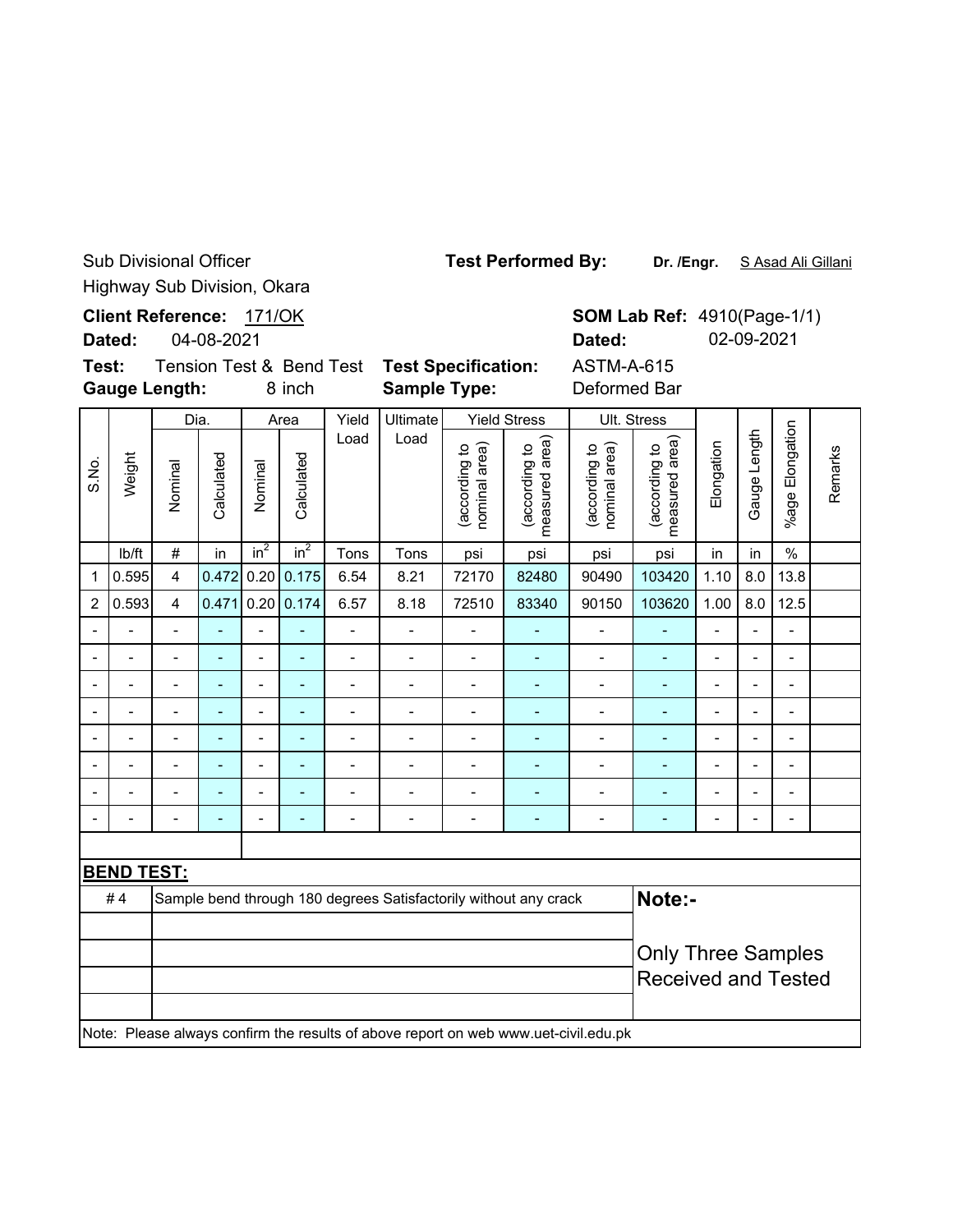Sub Divisional Officer
Highway Sub Division, Okara

**Test Performed By:** **Dr. /Engr.** S Asad Ali Gillani

**Client Reference:** 171/OK
**Dated:** 04-08-2021

**SOM Lab Ref:** 4910(Page-1/1)
**Dated:** 02-09-2021

**Test:** Tension Test & Bend Test
**Gauge Length:** 8 inch

**Test Specification:** ASTM-A-615
**Sample Type:** Deformed Bar

| S.No. | Weight | Dia. | | Area | | Yield Load | Ultimate Load | Yield Stress | | Ult. Stress | | Elongation | Gauge Length | %age Elongation | Remarks |
|---|---|---|---|---|---|---|---|---|---|---|---|---|---|---|---|
| | | Nominal | Calculated | Nominal | Calculated | | | (according to nominal area) | (according to measured area) | (according to nominal area) | (according to measured area) | | | | |
| | lb/ft | # | in | $in^2$ | $in^2$ | Tons | Tons | psi | psi | psi | psi | in | in | % | |
| 1 | 0.595 | 4 | 0.472 | 0.20 | 0.175 | 6.54 | 8.21 | 72170 | 82480 | 90490 | 103420 | 1.10 | 8.0 | 13.8 | |
| 2 | 0.593 | 4 | 0.471 | 0.20 | 0.174 | 6.57 | 8.18 | 72510 | 83340 | 90150 | 103620 | 1.00 | 8.0 | 12.5 | |
| - | - | - | - | - | - | - | - | - | - | - | - | - | - | - | |
| - | - | - | - | - | - | - | - | - | - | - | - | - | - | - | |
| - | - | - | - | - | - | - | - | - | - | - | - | - | - | - | |
| - | - | - | - | - | - | - | - | - | - | - | - | - | - | - | |
| - | - | - | - | - | - | - | - | - | - | - | - | - | - | - | |
| - | - | - | - | - | - | - | - | - | - | - | - | - | - | - | |
| - | - | - | - | - | - | - | - | - | - | - | - | - | - | - | |
| - | - | - | - | - | - | - | - | - | - | - | - | - | - | - | |

**BEND TEST:**

| | |
|---|---|
| # 4 | Sample bend through 180 degrees Satisfactorily without any crack |

**Note:-**

Only Three Samples Received and Tested

Note: Please always confirm the results of above report on web www.uet-civil.edu.pk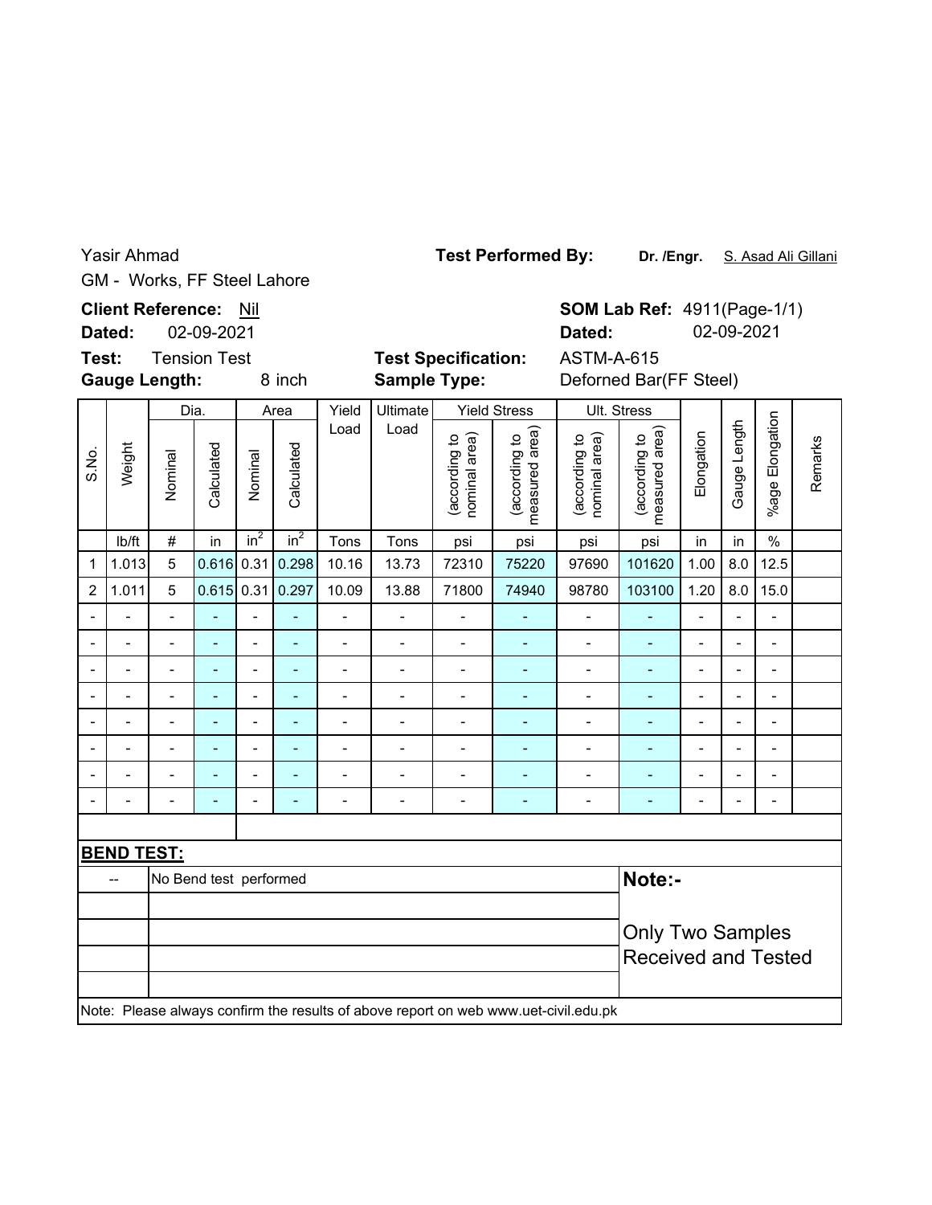Yasir Ahmad

GM - Works, FF Steel Lahore

**Test Performed By:** **Dr. /Engr.** S. Asad Ali Gillani

**Client Reference:** Nil

**Dated:** 02-09-2021

**SOM Lab Ref:** 4911(Page-1/1)

**Dated:** 02-09-2021

**Test:** Tension Test

**Gauge Length:** 8 inch

**Test Specification:** ASTM-A-615

**Sample Type:** Deforned Bar(FF Steel)

| S.No. | Weight | Dia. | | Area | | Yield Load | Ultimate Load | Yield Stress | | Ult. Stress | | Elongation | Gauge Length | %age Elongation | Remarks |
|---|---|---|---|---|---|---|---|---|---|---|---|---|---|---|---|
| | | Nominal | Calculated | Nominal | Calculated | | | (according to nominal area) | (according to measured area) | (according to nominal area) | (according to measured area) | | | | |
| | lb/ft | # | in | $in^2$ | $in^2$ | Tons | Tons | psi | psi | psi | psi | in | in | % | |
| 1 | 1.013 | 5 | 0.616 | 0.31 | 0.298 | 10.16 | 13.73 | 72310 | 75220 | 97690 | 101620 | 1.00 | 8.0 | 12.5 | |
| 2 | 1.011 | 5 | 0.615 | 0.31 | 0.297 | 10.09 | 13.88 | 71800 | 74940 | 98780 | 103100 | 1.20 | 8.0 | 15.0 | |
| - | - | - | - | - | - | - | - | - | - | - | - | - | - | - | |
| - | - | - | - | - | - | - | - | - | - | - | - | - | - | - | |
| - | - | - | - | - | - | - | - | - | - | - | - | - | - | - | |
| - | - | - | - | - | - | - | - | - | - | - | - | - | - | - | |
| - | - | - | - | - | - | - | - | - | - | - | - | - | - | - | |
| - | - | - | - | - | - | - | - | - | - | - | - | - | - | - | |
| - | - | - | - | - | - | - | - | - | - | - | - | - | - | - | |
| - | - | - | - | - | - | - | - | - | - | - | - | - | - | - | |

**BEND TEST:**

| -- | No Bend test performed |
|---|---|

**Note:-**

Only Two Samples Received and Tested

Note: Please always confirm the results of above report on web www.uet-civil.edu.pk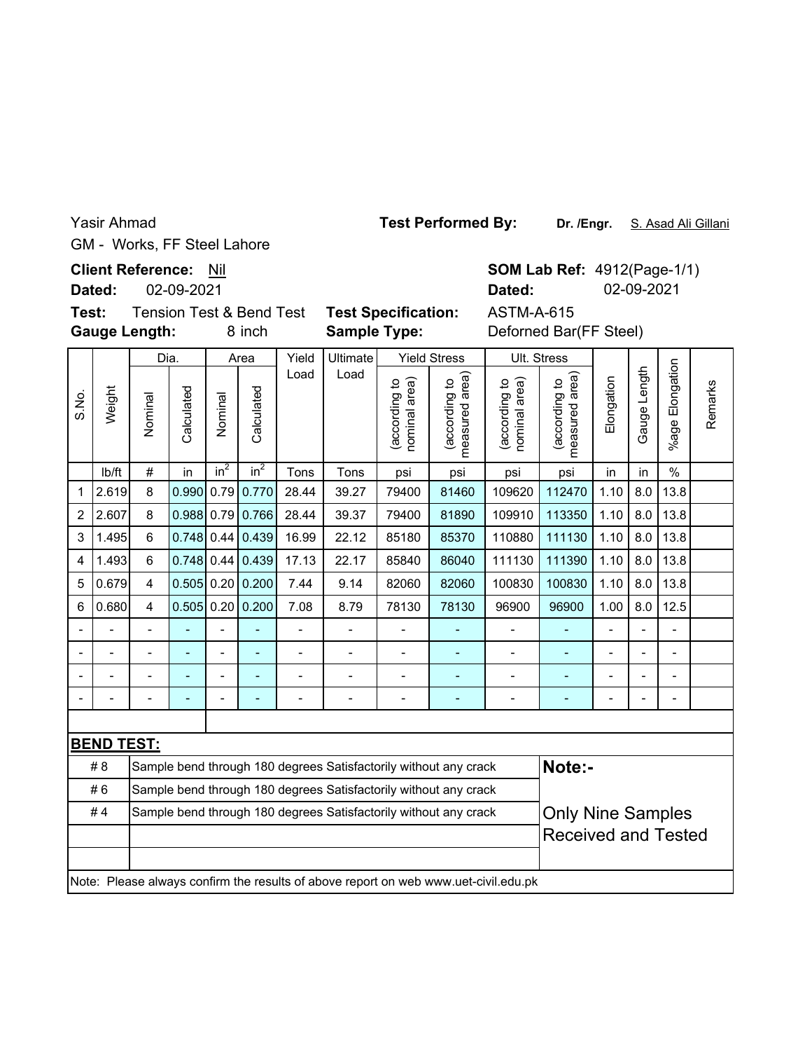Yasir Ahmad

GM - Works, FF Steel Lahore

**Test Performed By:** **Dr. /Engr.** S. Asad Ali Gillani

**Client Reference:** Nil

**Dated:** 02-09-2021

**SOM Lab Ref:** 4912(Page-1/1)

**Dated:** 02-09-2021

**Test:** Tension Test & Bend Test

**Test Specification:** ASTM-A-615

**Gauge Length:** 8 inch

**Sample Type:** Deforned Bar(FF Steel)

| S.No. | Weight | Dia. | | Area | | Yield Load | Ultimate Load | Yield Stress | | Ult. Stress | | Elongation | Gauge Length | %age Elongation | Remarks |
|---|---|---|---|---|---|---|---|---|---|---|---|---|---|---|---|
| | | Nominal | Calculated | Nominal | Calculated | | | (according to nominal area) | (according to measured area) | (according to nominal area) | (according to measured area) | | | | |
| | lb/ft | # | in | $in^2$ | $in^2$ | Tons | Tons | psi | psi | psi | psi | in | in | % | |
| 1 | 2.619 | 8 | 0.990 | 0.79 | 0.770 | 28.44 | 39.27 | 79400 | 81460 | 109620 | 112470 | 1.10 | 8.0 | 13.8 | |
| 2 | 2.607 | 8 | 0.988 | 0.79 | 0.766 | 28.44 | 39.37 | 79400 | 81890 | 109910 | 113350 | 1.10 | 8.0 | 13.8 | |
| 3 | 1.495 | 6 | 0.748 | 0.44 | 0.439 | 16.99 | 22.12 | 85180 | 85370 | 110880 | 111130 | 1.10 | 8.0 | 13.8 | |
| 4 | 1.493 | 6 | 0.748 | 0.44 | 0.439 | 17.13 | 22.17 | 85840 | 86040 | 111130 | 111390 | 1.10 | 8.0 | 13.8 | |
| 5 | 0.679 | 4 | 0.505 | 0.20 | 0.200 | 7.44 | 9.14 | 82060 | 82060 | 100830 | 100830 | 1.10 | 8.0 | 13.8 | |
| 6 | 0.680 | 4 | 0.505 | 0.20 | 0.200 | 7.08 | 8.79 | 78130 | 78130 | 96900 | 96900 | 1.00 | 8.0 | 12.5 | |
| - | - | - | - | - | - | - | - | - | - | - | - | - | - | - | |
| - | - | - | - | - | - | - | - | - | - | - | - | - | - | - | |
| - | - | - | - | - | - | - | - | - | - | - | - | - | - | - | |
| - | - | - | - | - | - | - | - | - | - | - | - | - | - | - | |

**BEND TEST:**

| | |
|---|---|
| # 8 | Sample bend through 180 degrees Satisfactorily without any crack |
| # 6 | Sample bend through 180 degrees Satisfactorily without any crack |
| # 4 | Sample bend through 180 degrees Satisfactorily without any crack |

**Note:-**

Only Nine Samples Received and Tested

Note: Please always confirm the results of above report on web www.uet-civil.edu.pk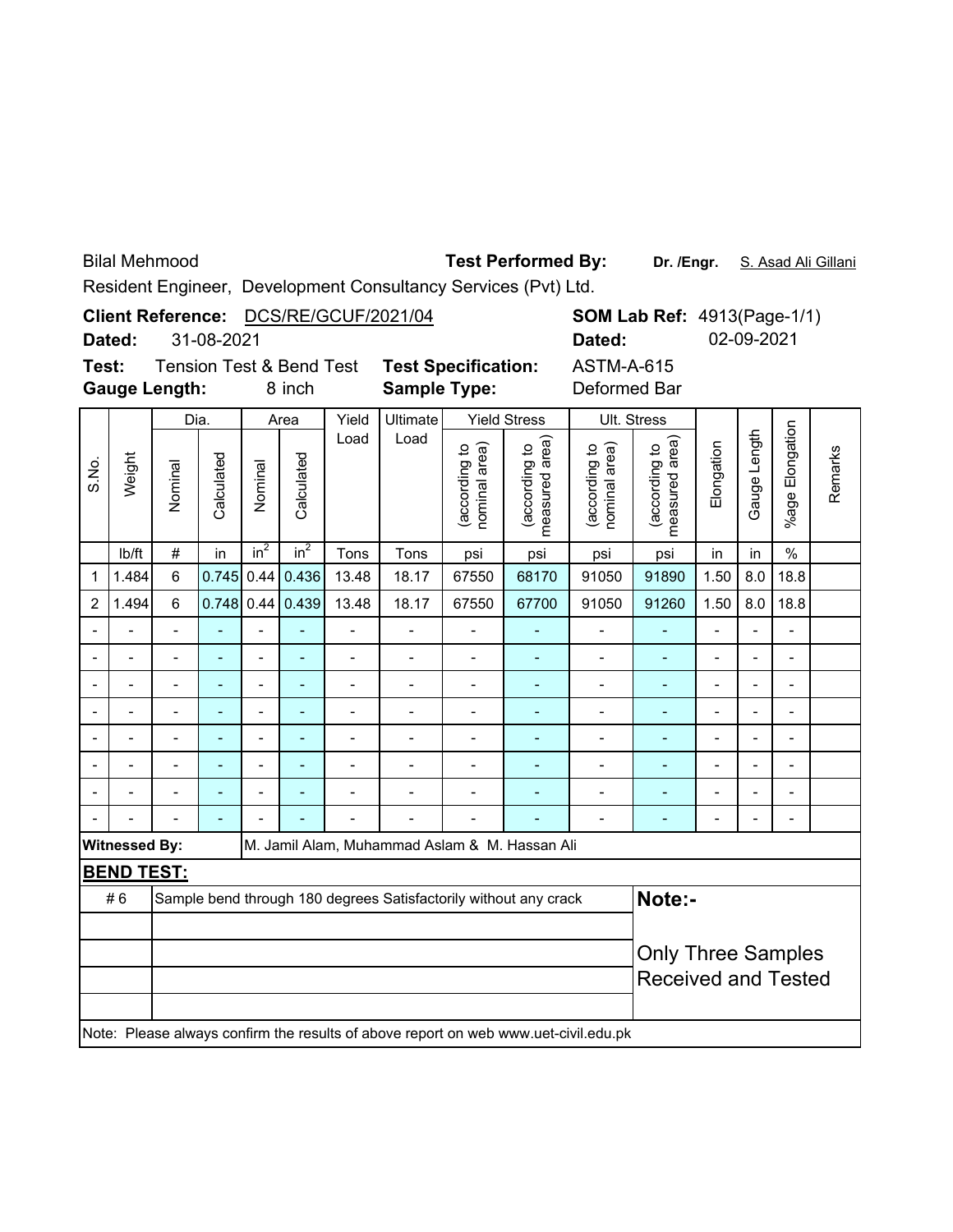Bilal Mehmood

Resident Engineer, Development Consultancy Services (Pvt) Ltd.

**Test Performed By:** **Dr. /Engr.** S. Asad Ali Gillani

**Client Reference:** DCS/RE/GCUF/2021/04

**Dated:** 31-08-2021

**SOM Lab Ref:** 4913(Page-1/1)

**Dated:** 02-09-2021

**Test:** Tension Test & Bend Test

**Test Specification:** ASTM-A-615

**Gauge Length:** 8 inch

**Sample Type:** Deformed Bar

| S.No. | Weight | Dia. | | Area | | Yield Load | Ultimate Load | Yield Stress | | Ult. Stress | | Elongation | Gauge Length | %age Elongation | Remarks |
|---|---|---|---|---|---|---|---|---|---|---|---|---|---|---|---|
| | | Nominal | Calculated | Nominal | Calculated | | | (according to nominal area) | (according to measured area) | (according to nominal area) | (according to measured area) | | | | |
| | lb/ft | # | in | $in^2$ | $in^2$ | Tons | Tons | psi | psi | psi | psi | in | in | % | |
| 1 | 1.484 | 6 | 0.745 | 0.44 | 0.436 | 13.48 | 18.17 | 67550 | 68170 | 91050 | 91890 | 1.50 | 8.0 | 18.8 | |
| 2 | 1.494 | 6 | 0.748 | 0.44 | 0.439 | 13.48 | 18.17 | 67550 | 67700 | 91050 | 91260 | 1.50 | 8.0 | 18.8 | |
| - | - | - | - | - | - | - | - | - | - | - | - | - | - | - | |
| - | - | - | - | - | - | - | - | - | - | - | - | - | - | - | |
| - | - | - | - | - | - | - | - | - | - | - | - | - | - | - | |
| - | - | - | - | - | - | - | - | - | - | - | - | - | - | - | |
| - | - | - | - | - | - | - | - | - | - | - | - | - | - | - | |
| - | - | - | - | - | - | - | - | - | - | - | - | - | - | - | |
| - | - | - | - | - | - | - | - | - | - | - | - | - | - | - | |
| - | - | - | - | - | - | - | - | - | - | - | - | - | - | - | |

**Witnessed By:** M. Jamil Alam, Muhammad Aslam & M. Hassan Ali

**BEND TEST:**

| | | |
|---|---|---|
| # 6 | Sample bend through 180 degrees Satisfactorily without any crack | **Note:-** |
| | | Only Three Samples Received and Tested |

Note: Please always confirm the results of above report on web www.uet-civil.edu.pk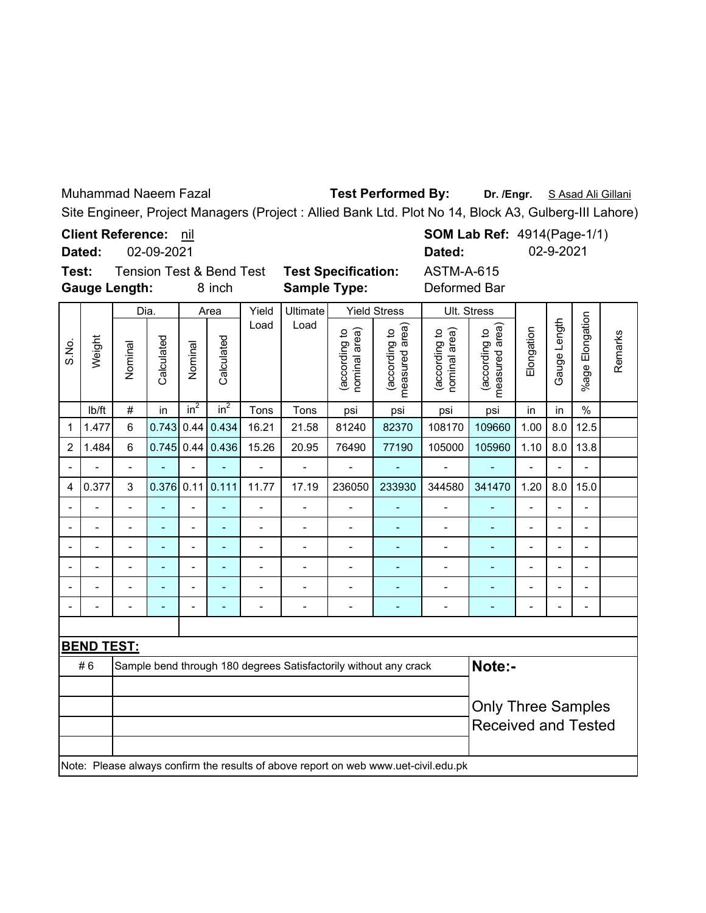Muhammad Naeem Fazal **Test Performed By:** **Dr. /Engr.** S Asad Ali Gillani

Site Engineer, Project Managers (Project : Allied Bank Ltd. Plot No 14, Block A3, Gulberg-III Lahore)

**Client Reference:** nil **SOM Lab Ref:** 4914(Page-1/1)

**Dated:** 02-09-2021 **Dated:** 02-9-2021

**Test:** Tension Test & Bend Test **Test Specification:** ASTM-A-615

**Gauge Length:** 8 inch **Sample Type:** Deformed Bar

| S.No. | Weight | Dia. | | Area | | Yield Load | Ultimate Load | Yield Stress | | Ult. Stress | | Elongation | Gauge Length | %age Elongation | Remarks |
|---|---|---|---|---|---|---|---|---|---|---|---|---|---|---|---|
| | | Nominal | Calculated | Nominal | Calculated | | | (according to nominal area) | (according to measured area) | (according to nominal area) | (according to measured area) | | | | |
| | lb/ft | # | in | $in^2$ | $in^2$ | Tons | Tons | psi | psi | psi | psi | in | in | % | |
| 1 | 1.477 | 6 | 0.743 | 0.44 | 0.434 | 16.21 | 21.58 | 81240 | 82370 | 108170 | 109660 | 1.00 | 8.0 | 12.5 | |
| 2 | 1.484 | 6 | 0.745 | 0.44 | 0.436 | 15.26 | 20.95 | 76490 | 77190 | 105000 | 105960 | 1.10 | 8.0 | 13.8 | |
| - | - | - | - | - | - | - | - | - | - | - | - | - | - | - | |
| 4 | 0.377 | 3 | 0.376 | 0.11 | 0.111 | 11.77 | 17.19 | 236050 | 233930 | 344580 | 341470 | 1.20 | 8.0 | 15.0 | |
| - | - | - | - | - | - | - | - | - | - | - | - | - | - | - | |
| - | - | - | - | - | - | - | - | - | - | - | - | - | - | - | |
| - | - | - | - | - | - | - | - | - | - | - | - | - | - | - | |
| - | - | - | - | - | - | - | - | - | - | - | - | - | - | - | |
| - | - | - | - | - | - | - | - | - | - | - | - | - | - | - | |
| - | - | - | - | - | - | - | - | - | - | - | - | - | - | - | |

**BEND TEST:**

| | | |
|---|---|---|
| # 6 | Sample bend through 180 degrees Satisfactorily without any crack | **Note:-** Only Three Samples Received and Tested |

Note: Please always confirm the results of above report on web www.uet-civil.edu.pk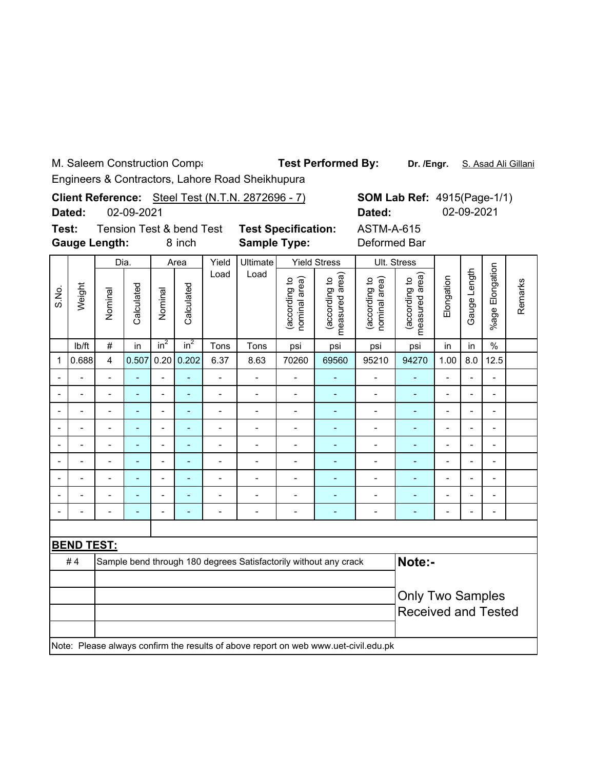M. Saleem Construction Compa

Engineers & Contractors, Lahore Road Sheikhupura

**Test Performed By:** **Dr. /Engr.** S. Asad Ali Gillani

**Client Reference:** Steel Test (N.T.N. 2872696 - 7)

**Dated:** 02-09-2021

**SOM Lab Ref:** 4915(Page-1/1)

**Dated:** 02-09-2021

**Test:** Tension Test & bend Test

**Gauge Length:** 8 inch

**Test Specification:** ASTM-A-615

**Sample Type:** Deformed Bar

| S.No. | Weight | Dia. | | Area | | Yield Load | Ultimate Load | Yield Stress | | Ult. Stress | | Elongation | Gauge Length | %age Elongation | Remarks |
|---|---|---|---|---|---|---|---|---|---|---|---|---|---|---|---|
| | | Nominal | Calculated | Nominal | Calculated | | | (according to nominal area) | (according to measured area) | (according to nominal area) | (according to measured area) | | | | |
| | lb/ft | # | in | $in^2$ | $in^2$ | Tons | Tons | psi | psi | psi | psi | in | in | % | |
| 1 | 0.688 | 4 | 0.507 | 0.20 | 0.202 | 6.37 | 8.63 | 70260 | 69560 | 95210 | 94270 | 1.00 | 8.0 | 12.5 | |
| - | - | - | - | - | - | - | - | - | - | - | - | - | - | - | |
| - | - | - | - | - | - | - | - | - | - | - | - | - | - | - | |
| - | - | - | - | - | - | - | - | - | - | - | - | - | - | - | |
| - | - | - | - | - | - | - | - | - | - | - | - | - | - | - | |
| - | - | - | - | - | - | - | - | - | - | - | - | - | - | - | |
| - | - | - | - | - | - | - | - | - | - | - | - | - | - | - | |
| - | - | - | - | - | - | - | - | - | - | - | - | - | - | - | |
| - | - | - | - | - | - | - | - | - | - | - | - | - | - | - | |
| - | - | - | - | - | - | - | - | - | - | - | - | - | - | - | |

**BEND TEST:**

| | |
|---|---|
| # 4 | Sample bend through 180 degrees Satisfactorily without any crack |

**Note:-**

Only Two Samples Received and Tested

Note: Please always confirm the results of above report on web www.uet-civil.edu.pk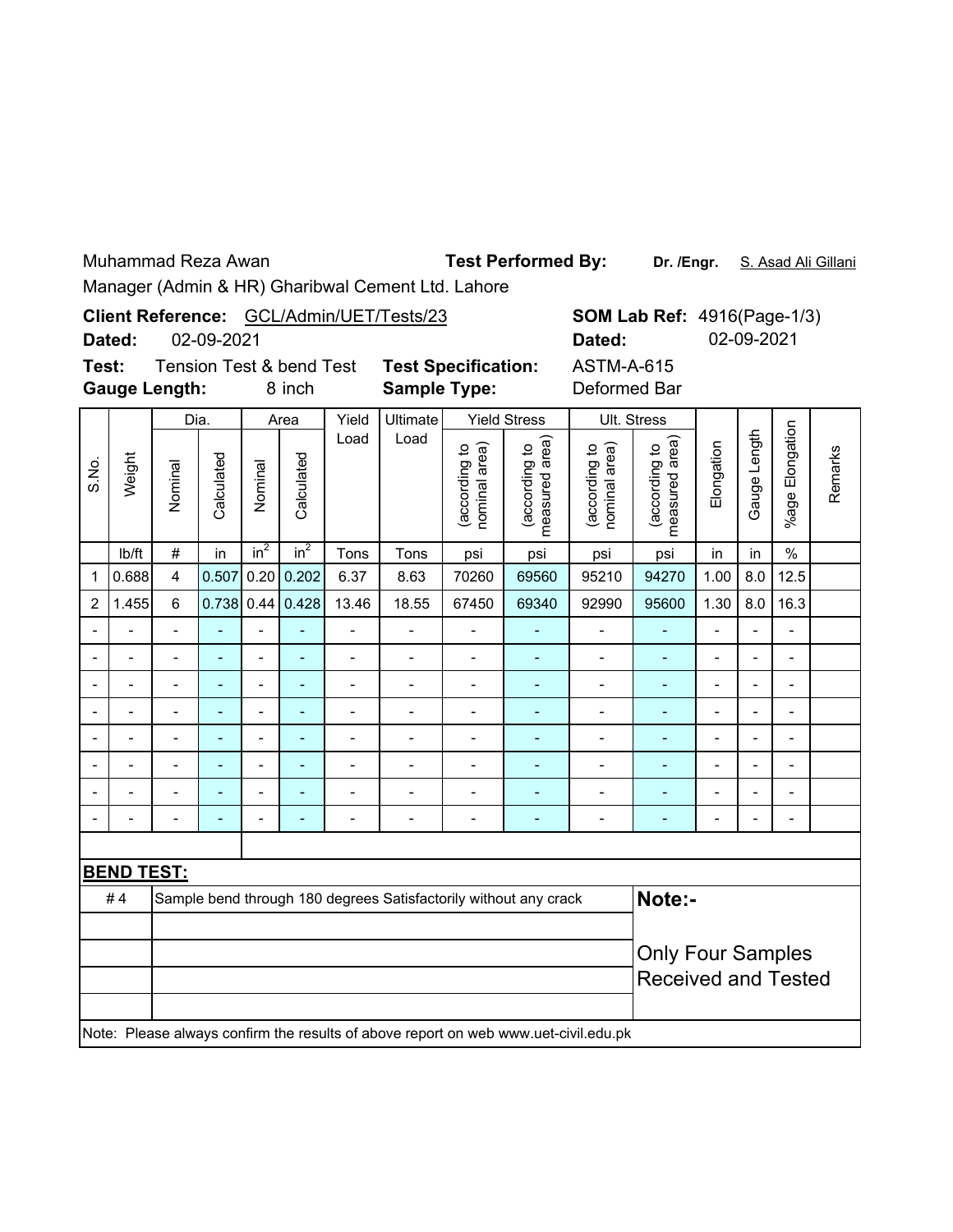Muhammad Reza Awan

Manager (Admin & HR) Gharibwal Cement Ltd. Lahore

**Test Performed By:** **Dr. /Engr.** S. Asad Ali Gillani

**Client Reference:** GCL/Admin/UET/Tests/23

**Dated:** 02-09-2021

**SOM Lab Ref:** 4916(Page-1/3)

**Dated:** 02-09-2021

**Test:** Tension Test & bend Test

**Gauge Length:** 8 inch

**Test Specification:** ASTM-A-615

**Sample Type:** Deformed Bar

| S.No. | Weight | Dia. | | Area | | Yield Load | Ultimate Load | Yield Stress | | Ult. Stress | | Elongation | Gauge Length | %age Elongation | Remarks |
|---|---|---|---|---|---|---|---|---|---|---|---|---|---|---|---|
| | | Nominal | Calculated | Nominal | Calculated | | | (according to nominal area) | (according to measured area) | (according to nominal area) | (according to measured area) | | | | |
| | lb/ft | # | in | $in^2$ | $in^2$ | Tons | Tons | psi | psi | psi | psi | in | in | % | |
| 1 | 0.688 | 4 | 0.507 | 0.20 | 0.202 | 6.37 | 8.63 | 70260 | 69560 | 95210 | 94270 | 1.00 | 8.0 | 12.5 | |
| 2 | 1.455 | 6 | 0.738 | 0.44 | 0.428 | 13.46 | 18.55 | 67450 | 69340 | 92990 | 95600 | 1.30 | 8.0 | 16.3 | |
| - | - | - | - | - | - | - | - | - | - | - | - | - | - | - | |
| - | - | - | - | - | - | - | - | - | - | - | - | - | - | - | |
| - | - | - | - | - | - | - | - | - | - | - | - | - | - | - | |
| - | - | - | - | - | - | - | - | - | - | - | - | - | - | - | |
| - | - | - | - | - | - | - | - | - | - | - | - | - | - | - | |
| - | - | - | - | - | - | - | - | - | - | - | - | - | - | - | |
| - | - | - | - | - | - | - | - | - | - | - | - | - | - | - | |
| - | - | - | - | - | - | - | - | - | - | - | - | - | - | - | |

**BEND TEST:**

| | | |
|---|---|---|
| # 4 | Sample bend through 180 degrees Satisfactorily without any crack | **Note:-** |
| | | Only Four Samples Received and Tested |

Note: Please always confirm the results of above report on web www.uet-civil.edu.pk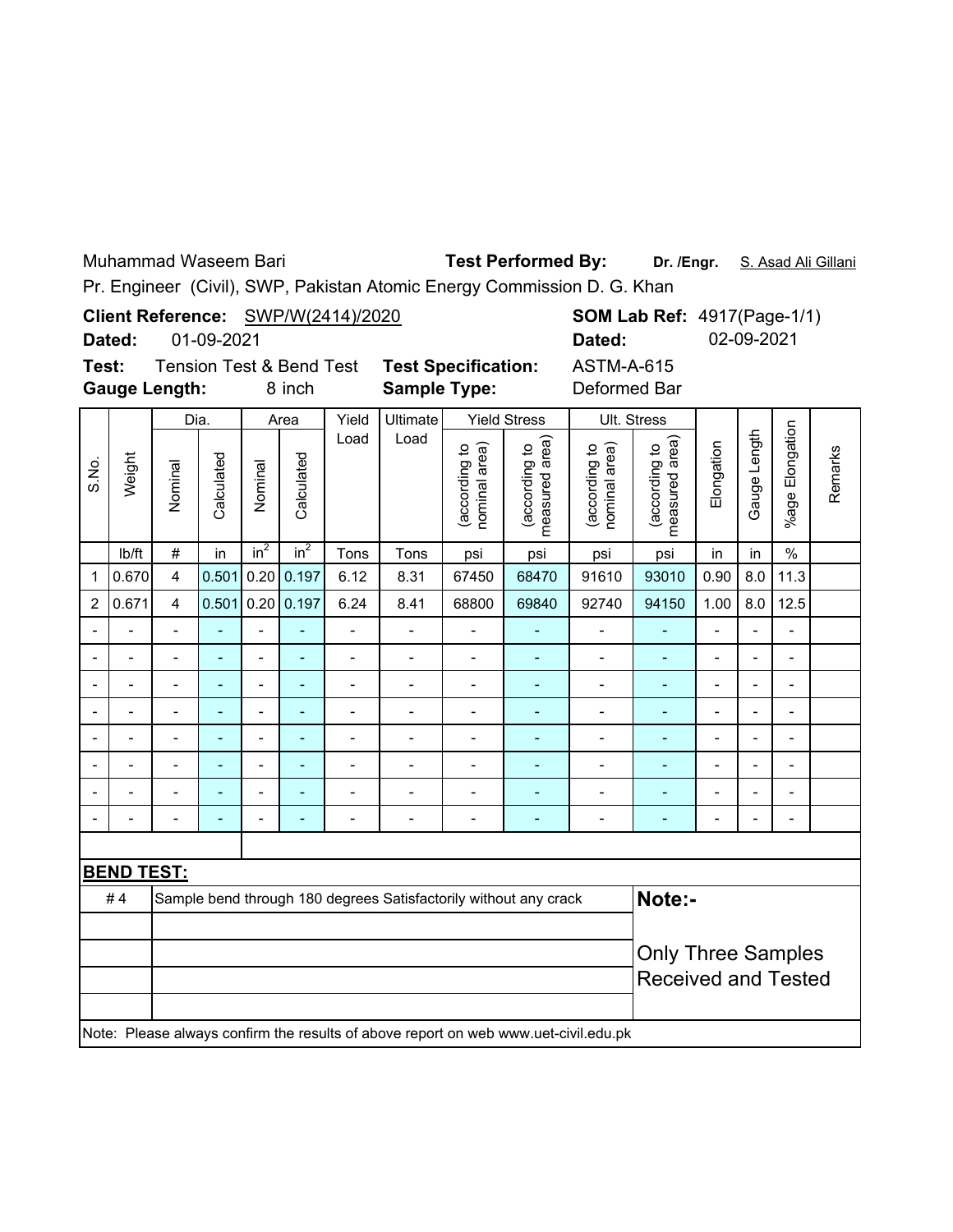Muhammad Waseem Bari **Test Performed By:** **Dr. /Engr.** S. Asad Ali Gillani

Pr. Engineer (Civil), SWP, Pakistan Atomic Energy Commission D. G. Khan

**Client Reference:** SWP/W(2414)/2020 **SOM Lab Ref:** 4917(Page-1/1)

**Dated:** 01-09-2021 **Dated:** 02-09-2021

**Test:** Tension Test & Bend Test **Test Specification:** ASTM-A-615

**Gauge Length:** 8 inch **Sample Type:** Deformed Bar

| S.No. | Weight | Dia. | | Area | | Yield Load | Ultimate Load | Yield Stress | | Ult. Stress | | Elongation | Gauge Length | %age Elongation | Remarks |
|---|---|---|---|---|---|---|---|---|---|---|---|---|---|---|---|
| | | Nominal | Calculated | Nominal | Calculated | | | (according to nominal area) | (according to measured area) | (according to nominal area) | (according to measured area) | | | | |
| | lb/ft | # | in | $in^2$ | $in^2$ | Tons | Tons | psi | psi | psi | psi | in | in | % | |
| 1 | 0.670 | 4 | 0.501 | 0.20 | 0.197 | 6.12 | 8.31 | 67450 | 68470 | 91610 | 93010 | 0.90 | 8.0 | 11.3 | |
| 2 | 0.671 | 4 | 0.501 | 0.20 | 0.197 | 6.24 | 8.41 | 68800 | 69840 | 92740 | 94150 | 1.00 | 8.0 | 12.5 | |
| - | - | - | - | - | - | - | - | - | - | - | - | - | - | - | |
| - | - | - | - | - | - | - | - | - | - | - | - | - | - | - | |
| - | - | - | - | - | - | - | - | - | - | - | - | - | - | - | |
| - | - | - | - | - | - | - | - | - | - | - | - | - | - | - | |
| - | - | - | - | - | - | - | - | - | - | - | - | - | - | - | |
| - | - | - | - | - | - | - | - | - | - | - | - | - | - | - | |
| - | - | - | - | - | - | - | - | - | - | - | - | - | - | - | |
| - | - | - | - | - | - | - | - | - | - | - | - | - | - | - | |

**BEND TEST:**

| # 4 | Sample bend through 180 degrees Satisfactorily without any crack |
|---|---|

**Note:-**

Only Three Samples Received and Tested

Note: Please always confirm the results of above report on web www.uet-civil.edu.pk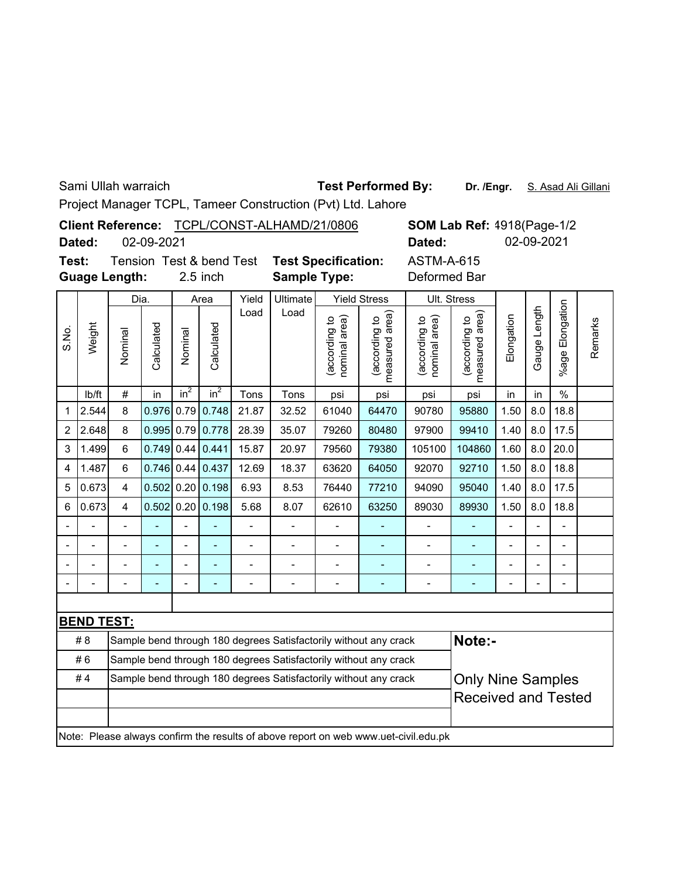Sami Ullah warraich **Test Performed By:** **Dr. /Engr.** S. Asad Ali Gillani

Project Manager TCPL, Tameer Construction (Pvt) Ltd. Lahore

**Client Reference:** TCPL/CONST-ALHAMD/21/0806 **SOM Lab Ref:** 4918(Page-1/2

**Dated:** 02-09-2021 **Dated:** 02-09-2021

**Test:** Tension Test & bend Test **Test Specification:** ASTM-A-615

**Guage Length:** 2.5 inch **Sample Type:** Deformed Bar

| S.No. | Weight | Dia. | | Area | | Yield Load | Ultimate Load | Yield Stress | | Ult. Stress | | Elongation | Gauge Length | %age Elongation | Remarks |
|---|---|---|---|---|---|---|---|---|---|---|---|---|---|---|---|
| | | Nominal | Calculated | Nominal | Calculated | | | (according to nominal area) | (according to measured area) | (according to nominal area) | (according to measured area) | | | | |
| | lb/ft | # | in | $in^2$ | $in^2$ | Tons | Tons | psi | psi | psi | psi | in | in | % | |
| 1 | 2.544 | 8 | 0.976 | 0.79 | 0.748 | 21.87 | 32.52 | 61040 | 64470 | 90780 | 95880 | 1.50 | 8.0 | 18.8 | |
| 2 | 2.648 | 8 | 0.995 | 0.79 | 0.778 | 28.39 | 35.07 | 79260 | 80480 | 97900 | 99410 | 1.40 | 8.0 | 17.5 | |
| 3 | 1.499 | 6 | 0.749 | 0.44 | 0.441 | 15.87 | 20.97 | 79560 | 79380 | 105100 | 104860 | 1.60 | 8.0 | 20.0 | |
| 4 | 1.487 | 6 | 0.746 | 0.44 | 0.437 | 12.69 | 18.37 | 63620 | 64050 | 92070 | 92710 | 1.50 | 8.0 | 18.8 | |
| 5 | 0.673 | 4 | 0.502 | 0.20 | 0.198 | 6.93 | 8.53 | 76440 | 77210 | 94090 | 95040 | 1.40 | 8.0 | 17.5 | |
| 6 | 0.673 | 4 | 0.502 | 0.20 | 0.198 | 5.68 | 8.07 | 62610 | 63250 | 89030 | 89930 | 1.50 | 8.0 | 18.8 | |
| - | - | - | - | - | - | - | - | - | - | - | - | - | - | - | |
| - | - | - | - | - | - | - | - | - | - | - | - | - | - | - | |
| - | - | - | - | - | - | - | - | - | - | - | - | - | - | - | |
| - | - | - | - | - | - | - | - | - | - | - | - | - | - | - | |

**BEND TEST:**

| | |
|---|---|
| # 8 | Sample bend through 180 degrees Satisfactorily without any crack |
| # 6 | Sample bend through 180 degrees Satisfactorily without any crack |
| # 4 | Sample bend through 180 degrees Satisfactorily without any crack |

**Note:-**

Only Nine Samples Received and Tested

Note: Please always confirm the results of above report on web www.uet-civil.edu.pk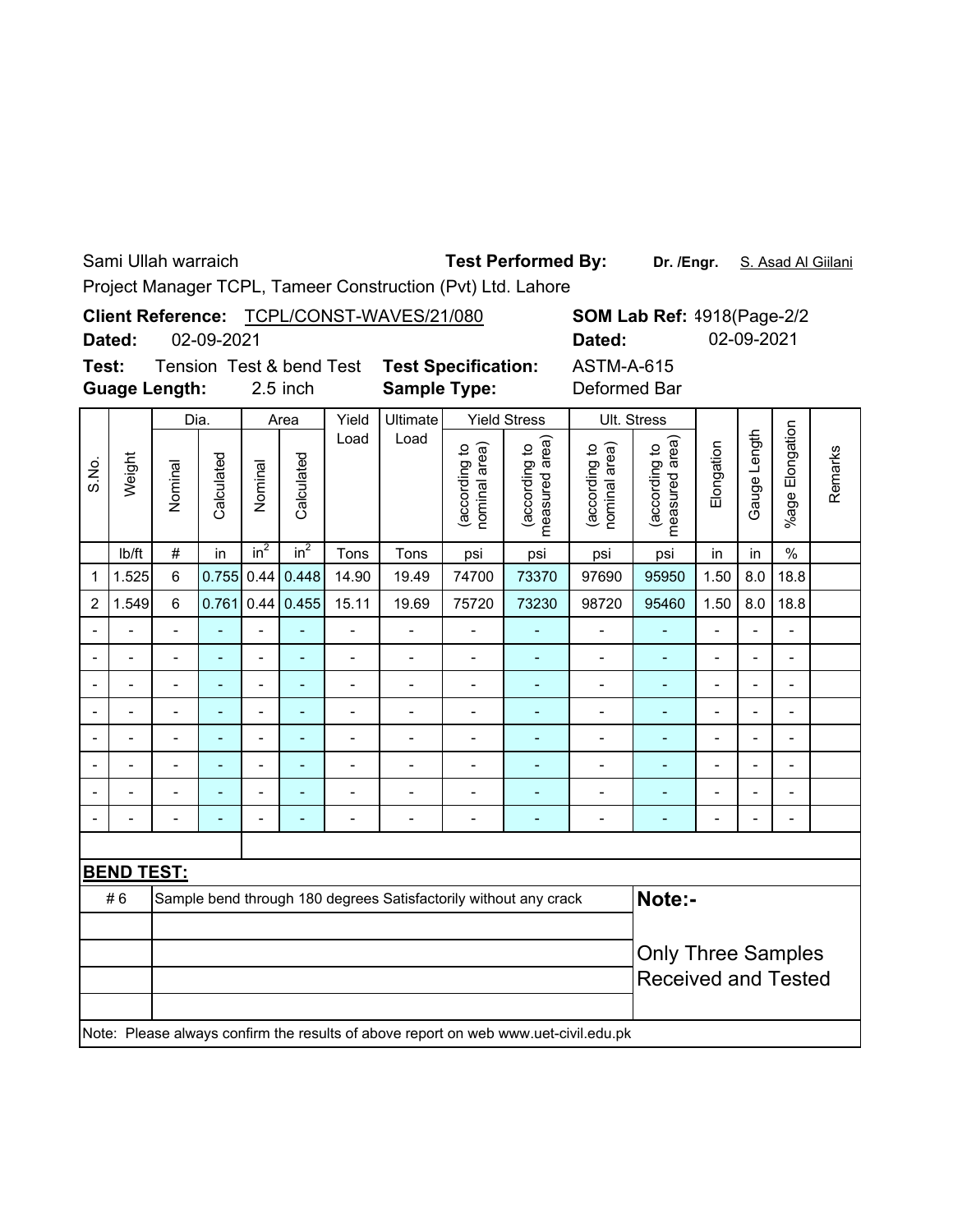Sami Ullah warraich

**Test Performed By:** **Dr. /Engr.** S. Asad Al Giilani

Project Manager TCPL, Tameer Construction (Pvt) Ltd. Lahore

**Client Reference:** TCPL/CONST-WAVES/21/080 **SOM Lab Ref:** 4918(Page-2/2

**Dated:** 02-09-2021 **Dated:** 02-09-2021

**Test:** Tension Test & bend Test **Test Specification:** ASTM-A-615

**Guage Length:** 2.5 inch **Sample Type:** Deformed Bar

| S.No. | Weight | Dia. | | Area | | Yield Load | Ultimate Load | Yield Stress | | Ult. Stress | | Elongation | Gauge Length | %age Elongation | Remarks |
|---|---|---|---|---|---|---|---|---|---|---|---|---|---|---|---|
| | | Nominal | Calculated | Nominal | Calculated | | | (according to nominal area) | (according to measured area) | (according to nominal area) | (according to measured area) | | | | |
| | lb/ft | # | in | $in^2$ | $in^2$ | Tons | Tons | psi | psi | psi | psi | in | in | % | |
| 1 | 1.525 | 6 | 0.755 | 0.44 | 0.448 | 14.90 | 19.49 | 74700 | 73370 | 97690 | 95950 | 1.50 | 8.0 | 18.8 | |
| 2 | 1.549 | 6 | 0.761 | 0.44 | 0.455 | 15.11 | 19.69 | 75720 | 73230 | 98720 | 95460 | 1.50 | 8.0 | 18.8 | |
| - | - | - | - | - | - | - | - | - | - | - | - | - | - | - | |
| - | - | - | - | - | - | - | - | - | - | - | - | - | - | - | |
| - | - | - | - | - | - | - | - | - | - | - | - | - | - | - | |
| - | - | - | - | - | - | - | - | - | - | - | - | - | - | - | |
| - | - | - | - | - | - | - | - | - | - | - | - | - | - | - | |
| - | - | - | - | - | - | - | - | - | - | - | - | - | - | - | |
| - | - | - | - | - | - | - | - | - | - | - | - | - | - | - | |
| - | - | - | - | - | - | - | - | - | - | - | - | - | - | - | |

**BEND TEST:**

| | | |
|---|---|---|
| # 6 | Sample bend through 180 degrees Satisfactorily without any crack | **Note:-** |
| | | Only Three Samples Received and Tested |

Note: Please always confirm the results of above report on web www.uet-civil.edu.pk